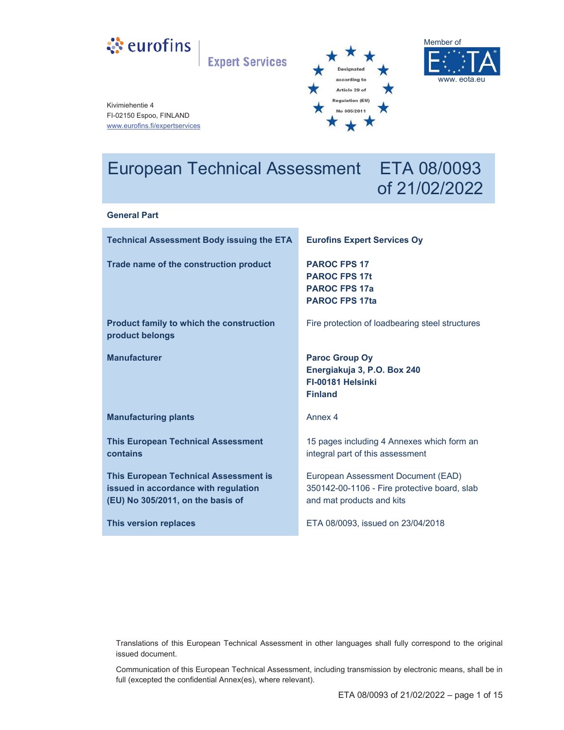Kivimiehentie 4
FI-02150 Espoo, FINLAND
www.eurofins.fi/expertservices

Member of EOTA
www. eota.eu

Designated according to Article 29 of Regulation (EU) No 305/2011

# European Technical Assessment ETA 08/0093 of 21/02/2022

## General Part

| | |
|---|---|
| **Technical Assessment Body issuing the ETA** | **Eurofins Expert Services Oy** |
| **Trade name of the construction product** | **PAROC FPS 17**<br>**PAROC FPS 17t**<br>**PAROC FPS 17a**<br>**PAROC FPS 17ta** |
| **Product family to which the construction product belongs** | Fire protection of loadbearing steel structures |
| **Manufacturer** | **Paroc Group Oy**<br>**Energiakuja 3, P.O. Box 240**<br>**FI-00181 Helsinki**<br>**Finland** |
| **Manufacturing plants** | Annex 4 |
| **This European Technical Assessment contains** | 15 pages including 4 Annexes which form an integral part of this assessment |
| **This European Technical Assessment is issued in accordance with regulation (EU) No 305/2011, on the basis of** | European Assessment Document (EAD) 350142-00-1106 - Fire protective board, slab and mat products and kits |
| **This version replaces** | ETA 08/0093, issued on 23/04/2018 |

Translations of this European Technical Assessment in other languages shall fully correspond to the original issued document.

Communication of this European Technical Assessment, including transmission by electronic means, shall be in full (excepted the confidential Annex(es), where relevant).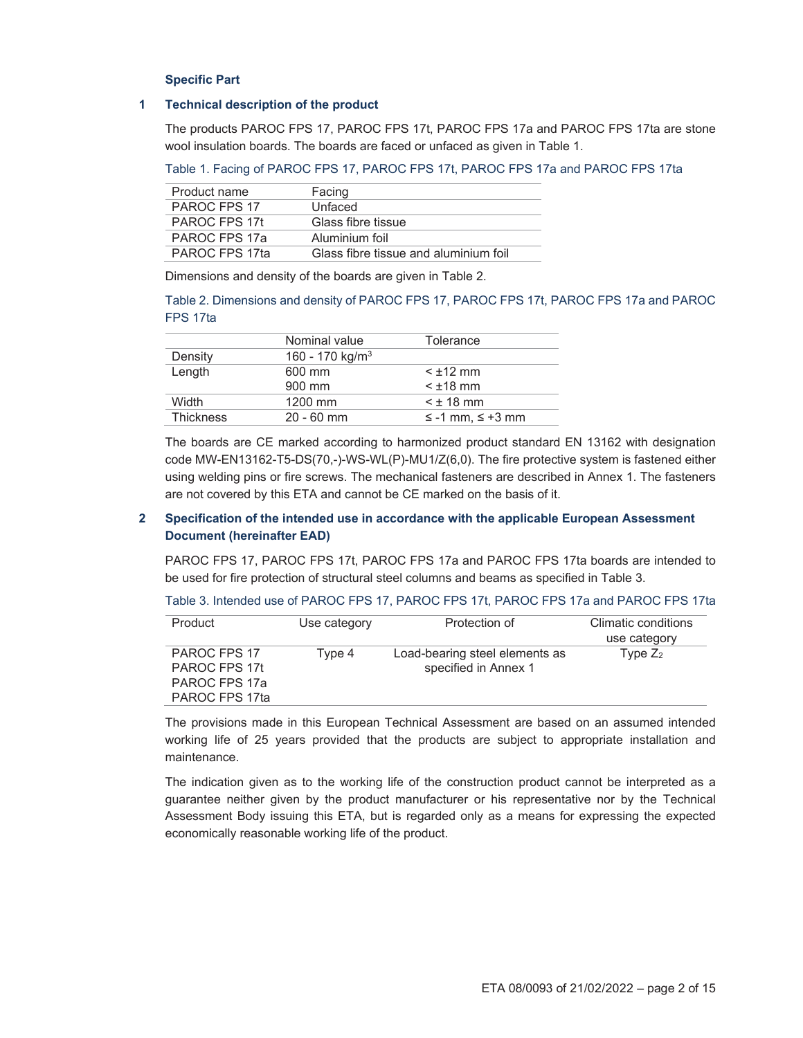## Specific Part

### 1 Technical description of the product

The products PAROC FPS 17, PAROC FPS 17t, PAROC FPS 17a and PAROC FPS 17ta are stone wool insulation boards. The boards are faced or unfaced as given in Table 1.

Table 1. Facing of PAROC FPS 17, PAROC FPS 17t, PAROC FPS 17a and PAROC FPS 17ta

| Product name | Facing |
|---|---|
| PAROC FPS 17 | Unfaced |
| PAROC FPS 17t | Glass fibre tissue |
| PAROC FPS 17a | Aluminium foil |
| PAROC FPS 17ta | Glass fibre tissue and aluminium foil |

Dimensions and density of the boards are given in Table 2.

Table 2. Dimensions and density of PAROC FPS 17, PAROC FPS 17t, PAROC FPS 17a and PAROC FPS 17ta

| | Nominal value | Tolerance |
|---|---|---|
| Density | 160 - 170 kg/m$^3$ | |
| Length | 600 mm<br>900 mm | < ±12 mm<br>< ±18 mm |
| Width | 1200 mm | < ± 18 mm |
| Thickness | 20 - 60 mm | ≤ -1 mm, ≤ +3 mm |

The boards are CE marked according to harmonized product standard EN 13162 with designation code MW-EN13162-T5-DS(70,-)-WS-WL(P)-MU1/Z(6,0). The fire protective system is fastened either using welding pins or fire screws. The mechanical fasteners are described in Annex 1. The fasteners are not covered by this ETA and cannot be CE marked on the basis of it.

### 2 Specification of the intended use in accordance with the applicable European Assessment Document (hereinafter EAD)

PAROC FPS 17, PAROC FPS 17t, PAROC FPS 17a and PAROC FPS 17ta boards are intended to be used for fire protection of structural steel columns and beams as specified in Table 3.

Table 3. Intended use of PAROC FPS 17, PAROC FPS 17t, PAROC FPS 17a and PAROC FPS 17ta

| Product | Use category | Protection of | Climatic conditions use category |
|---|---|---|---|
| PAROC FPS 17<br>PAROC FPS 17t<br>PAROC FPS 17a<br>PAROC FPS 17ta | Type 4 | Load-bearing steel elements as specified in Annex 1 | Type $Z_2$ |

The provisions made in this European Technical Assessment are based on an assumed intended working life of 25 years provided that the products are subject to appropriate installation and maintenance.

The indication given as to the working life of the construction product cannot be interpreted as a guarantee neither given by the product manufacturer or his representative nor by the Technical Assessment Body issuing this ETA, but is regarded only as a means for expressing the expected economically reasonable working life of the product.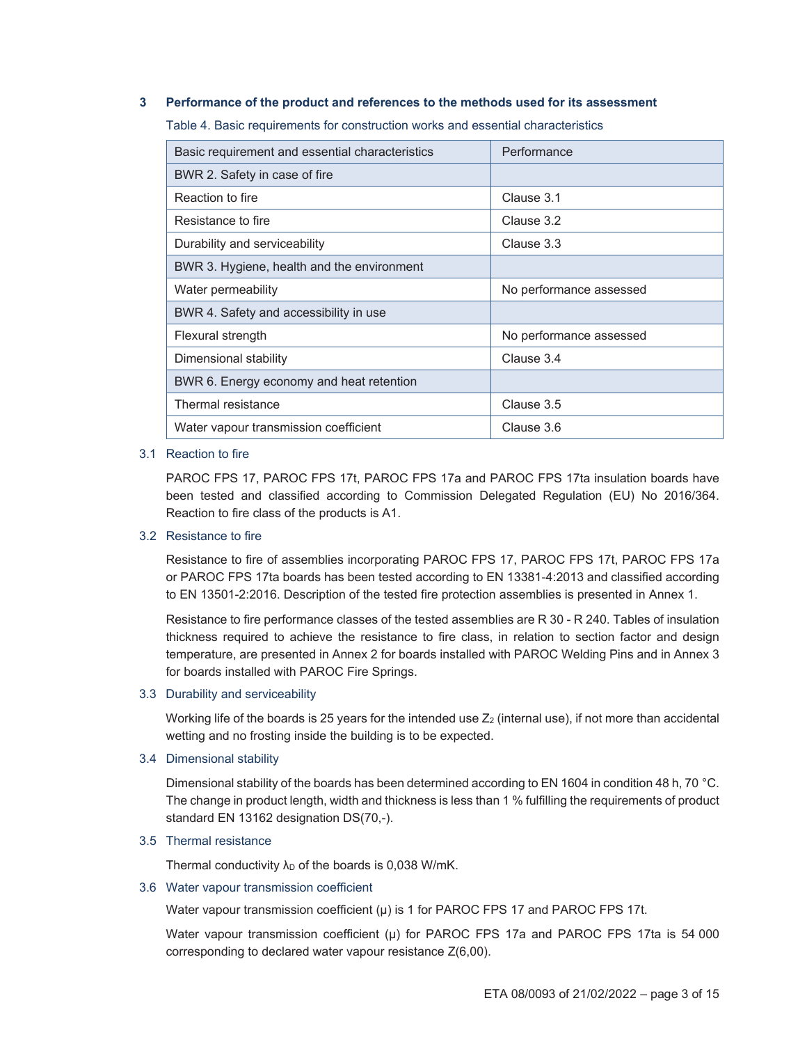## 3 Performance of the product and references to the methods used for its assessment

Table 4. Basic requirements for construction works and essential characteristics

| Basic requirement and essential characteristics | Performance |
|---|---|
| BWR 2. Safety in case of fire | |
| Reaction to fire | Clause 3.1 |
| Resistance to fire | Clause 3.2 |
| Durability and serviceability | Clause 3.3 |
| BWR 3. Hygiene, health and the environment | |
| Water permeability | No performance assessed |
| BWR 4. Safety and accessibility in use | |
| Flexural strength | No performance assessed |
| Dimensional stability | Clause 3.4 |
| BWR 6. Energy economy and heat retention | |
| Thermal resistance | Clause 3.5 |
| Water vapour transmission coefficient | Clause 3.6 |

### 3.1 Reaction to fire

PAROC FPS 17, PAROC FPS 17t, PAROC FPS 17a and PAROC FPS 17ta insulation boards have been tested and classified according to Commission Delegated Regulation (EU) No 2016/364. Reaction to fire class of the products is A1.

### 3.2 Resistance to fire

Resistance to fire of assemblies incorporating PAROC FPS 17, PAROC FPS 17t, PAROC FPS 17a or PAROC FPS 17ta boards has been tested according to EN 13381-4:2013 and classified according to EN 13501-2:2016. Description of the tested fire protection assemblies is presented in Annex 1.

Resistance to fire performance classes of the tested assemblies are R 30 - R 240. Tables of insulation thickness required to achieve the resistance to fire class, in relation to section factor and design temperature, are presented in Annex 2 for boards installed with PAROC Welding Pins and in Annex 3 for boards installed with PAROC Fire Springs.

### 3.3 Durability and serviceability

Working life of the boards is 25 years for the intended use $Z_2$ (internal use), if not more than accidental wetting and no frosting inside the building is to be expected.

### 3.4 Dimensional stability

Dimensional stability of the boards has been determined according to EN 1604 in condition 48 h, 70 °C. The change in product length, width and thickness is less than 1 % fulfilling the requirements of product standard EN 13162 designation DS(70,-).

### 3.5 Thermal resistance

Thermal conductivity $\lambda_D$ of the boards is 0,038 W/mK.

### 3.6 Water vapour transmission coefficient

Water vapour transmission coefficient (μ) is 1 for PAROC FPS 17 and PAROC FPS 17t.

Water vapour transmission coefficient (μ) for PAROC FPS 17a and PAROC FPS 17ta is 54 000 corresponding to declared water vapour resistance Z(6,00).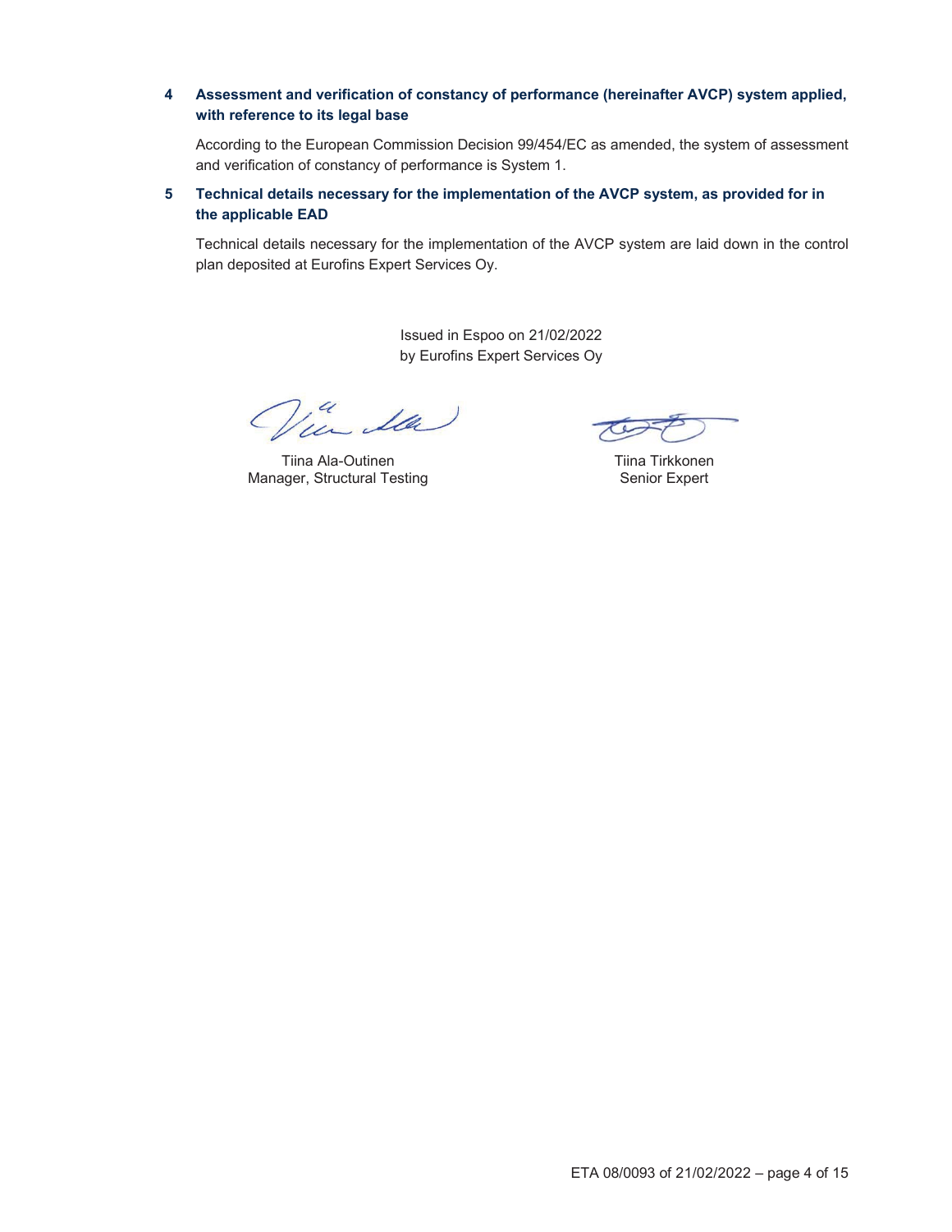## 4 Assessment and verification of constancy of performance (hereinafter AVCP) system applied, with reference to its legal base

According to the European Commission Decision 99/454/EC as amended, the system of assessment and verification of constancy of performance is System 1.

## 5 Technical details necessary for the implementation of the AVCP system, as provided for in the applicable EAD

Technical details necessary for the implementation of the AVCP system are laid down in the control plan deposited at Eurofins Expert Services Oy.

Issued in Espoo on 21/02/2022
by Eurofins Expert Services Oy

Tiina Ala-Outinen
Manager, Structural Testing

Tiina Tirkkonen
Senior Expert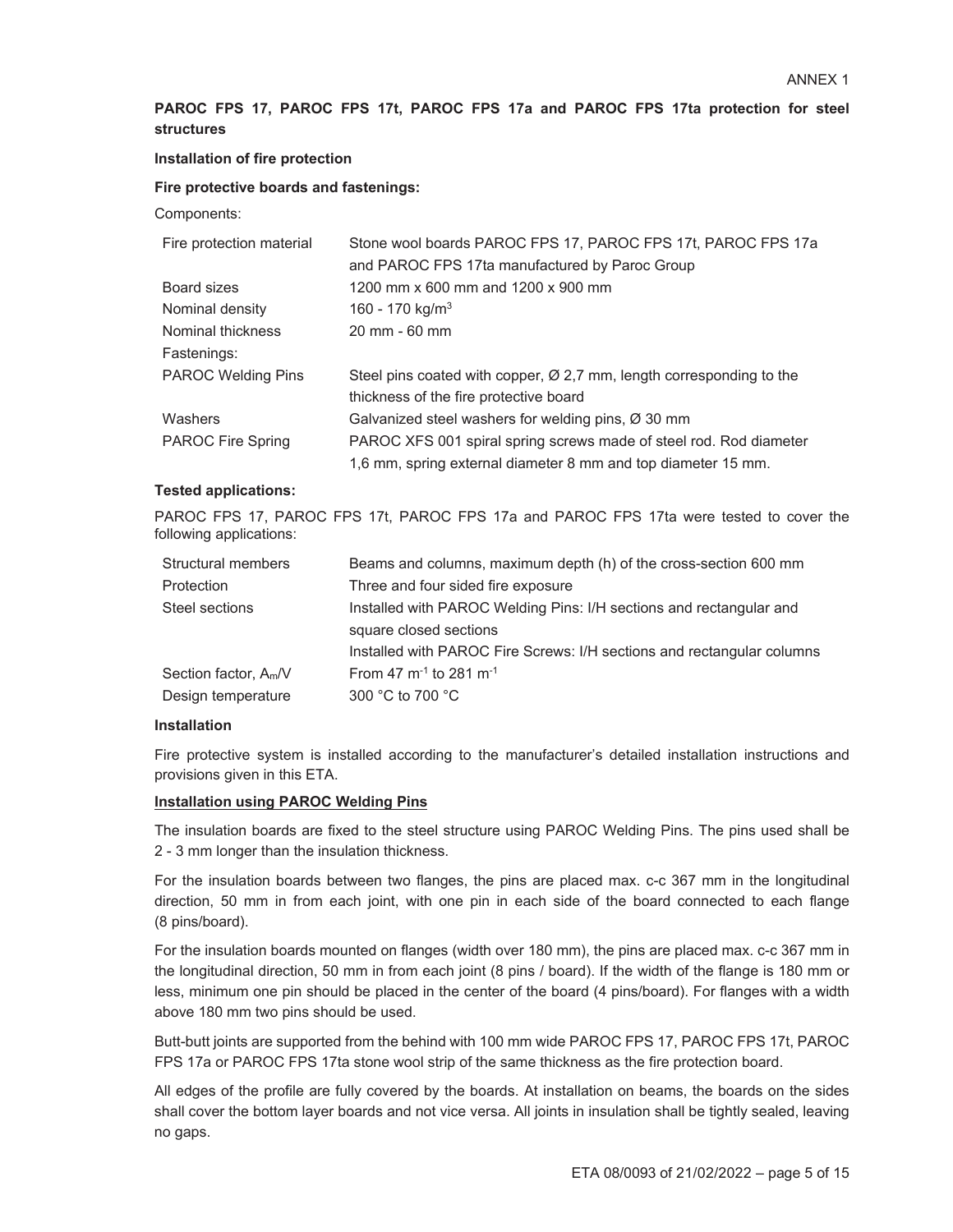ANNEX 1

**PAROC FPS 17, PAROC FPS 17t, PAROC FPS 17a and PAROC FPS 17ta protection for steel structures**

**Installation of fire protection**

**Fire protective boards and fastenings:**

Components:

| | |
|---|---|
| Fire protection material | Stone wool boards PAROC FPS 17, PAROC FPS 17t, PAROC FPS 17a and PAROC FPS 17ta manufactured by Paroc Group |
| Board sizes | 1200 mm x 600 mm and 1200 x 900 mm |
| Nominal density | 160 - 170 kg/m$^3$ |
| Nominal thickness | 20 mm - 60 mm |
| Fastenings: | |
| PAROC Welding Pins | Steel pins coated with copper, Ø 2,7 mm, length corresponding to the thickness of the fire protective board |
| Washers | Galvanized steel washers for welding pins, Ø 30 mm |
| PAROC Fire Spring | PAROC XFS 001 spiral spring screws made of steel rod. Rod diameter 1,6 mm, spring external diameter 8 mm and top diameter 15 mm. |

**Tested applications:**

PAROC FPS 17, PAROC FPS 17t, PAROC FPS 17a and PAROC FPS 17ta were tested to cover the following applications:

| | |
|---|---|
| Structural members | Beams and columns, maximum depth (h) of the cross-section 600 mm |
| Protection | Three and four sided fire exposure |
| Steel sections | Installed with PAROC Welding Pins: I/H sections and rectangular and square closed sections |
| | Installed with PAROC Fire Screws: I/H sections and rectangular columns |
| Section factor, $A_m/V$ | From 47 m$^{-1}$ to 281 m$^{-1}$ |
| Design temperature | 300 °C to 700 °C |

**Installation**

Fire protective system is installed according to the manufacturer's detailed installation instructions and provisions given in this ETA.

**Installation using PAROC Welding Pins**

The insulation boards are fixed to the steel structure using PAROC Welding Pins. The pins used shall be 2 - 3 mm longer than the insulation thickness.

For the insulation boards between two flanges, the pins are placed max. c-c 367 mm in the longitudinal direction, 50 mm in from each joint, with one pin in each side of the board connected to each flange (8 pins/board).

For the insulation boards mounted on flanges (width over 180 mm), the pins are placed max. c-c 367 mm in the longitudinal direction, 50 mm in from each joint (8 pins / board). If the width of the flange is 180 mm or less, minimum one pin should be placed in the center of the board (4 pins/board). For flanges with a width above 180 mm two pins should be used.

Butt-butt joints are supported from the behind with 100 mm wide PAROC FPS 17, PAROC FPS 17t, PAROC FPS 17a or PAROC FPS 17ta stone wool strip of the same thickness as the fire protection board.

All edges of the profile are fully covered by the boards. At installation on beams, the boards on the sides shall cover the bottom layer boards and not vice versa. All joints in insulation shall be tightly sealed, leaving no gaps.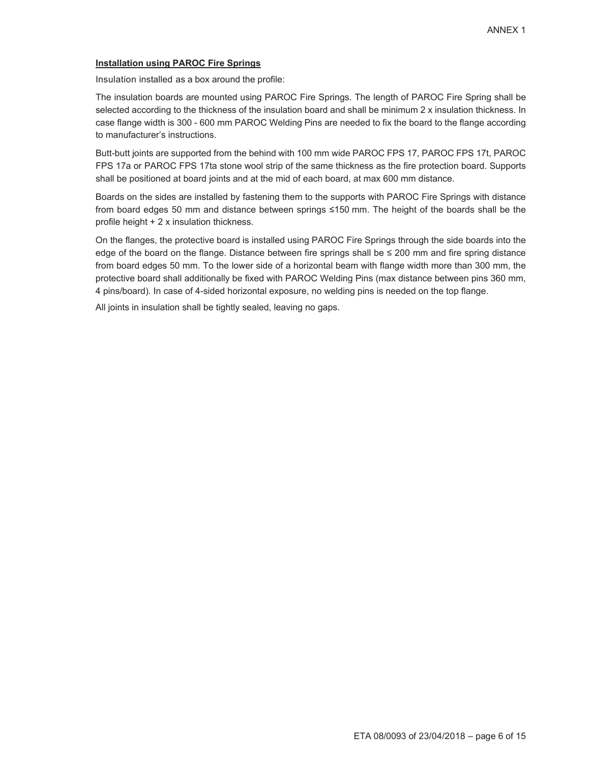ANNEX 1

**Installation using PAROC Fire Springs**

Insulation installed as a box around the profile:

The insulation boards are mounted using PAROC Fire Springs. The length of PAROC Fire Spring shall be selected according to the thickness of the insulation board and shall be minimum 2 x insulation thickness. In case flange width is 300 - 600 mm PAROC Welding Pins are needed to fix the board to the flange according to manufacturer's instructions.

Butt-butt joints are supported from the behind with 100 mm wide PAROC FPS 17, PAROC FPS 17t, PAROC FPS 17a or PAROC FPS 17ta stone wool strip of the same thickness as the fire protection board. Supports shall be positioned at board joints and at the mid of each board, at max 600 mm distance.

Boards on the sides are installed by fastening them to the supports with PAROC Fire Springs with distance from board edges 50 mm and distance between springs ≤150 mm. The height of the boards shall be the profile height + 2 x insulation thickness.

On the flanges, the protective board is installed using PAROC Fire Springs through the side boards into the edge of the board on the flange. Distance between fire springs shall be ≤ 200 mm and fire spring distance from board edges 50 mm. To the lower side of a horizontal beam with flange width more than 300 mm, the protective board shall additionally be fixed with PAROC Welding Pins (max distance between pins 360 mm, 4 pins/board). In case of 4-sided horizontal exposure, no welding pins is needed on the top flange.

All joints in insulation shall be tightly sealed, leaving no gaps.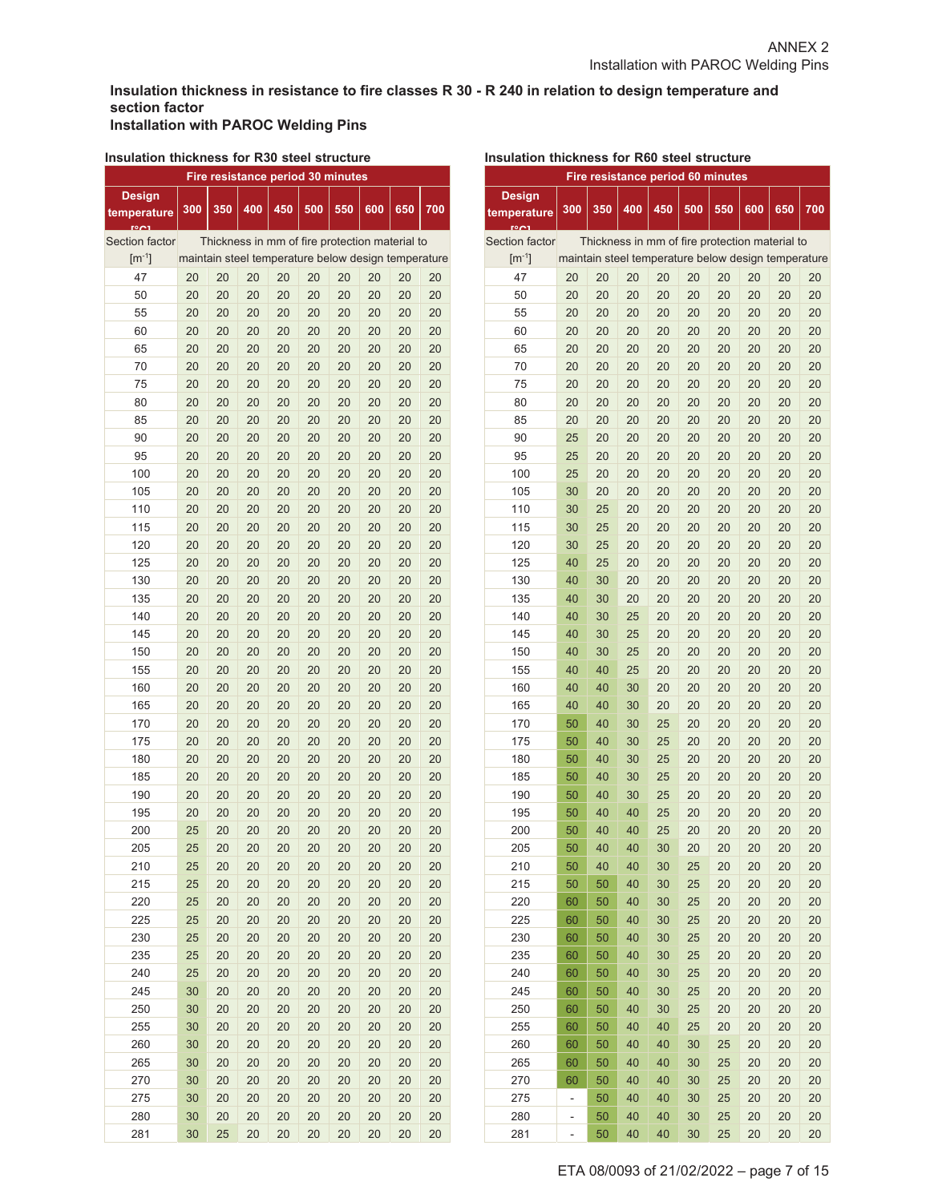**Insulation thickness in resistance to fire classes R 30 - R 240 in relation to design temperature and section factor**
**Installation with PAROC Welding Pins**

**Insulation thickness for R30 steel structure**

| Fire resistance period 30 minutes | | | | | | | | | |
|---|---|---|---|---|---|---|---|---|---|
| Design temperature [°C] | 300 | 350 | 400 | 450 | 500 | 550 | 600 | 650 | 700 |
| Section factor [m⁻¹] | Thickness in mm of fire protection material to maintain steel temperature below design temperature | | | | | | | | |
| 47 | 20 | 20 | 20 | 20 | 20 | 20 | 20 | 20 | 20 |
| 50 | 20 | 20 | 20 | 20 | 20 | 20 | 20 | 20 | 20 |
| 55 | 20 | 20 | 20 | 20 | 20 | 20 | 20 | 20 | 20 |
| 60 | 20 | 20 | 20 | 20 | 20 | 20 | 20 | 20 | 20 |
| 65 | 20 | 20 | 20 | 20 | 20 | 20 | 20 | 20 | 20 |
| 70 | 20 | 20 | 20 | 20 | 20 | 20 | 20 | 20 | 20 |
| 75 | 20 | 20 | 20 | 20 | 20 | 20 | 20 | 20 | 20 |
| 80 | 20 | 20 | 20 | 20 | 20 | 20 | 20 | 20 | 20 |
| 85 | 20 | 20 | 20 | 20 | 20 | 20 | 20 | 20 | 20 |
| 90 | 20 | 20 | 20 | 20 | 20 | 20 | 20 | 20 | 20 |
| 95 | 20 | 20 | 20 | 20 | 20 | 20 | 20 | 20 | 20 |
| 100 | 20 | 20 | 20 | 20 | 20 | 20 | 20 | 20 | 20 |
| 105 | 20 | 20 | 20 | 20 | 20 | 20 | 20 | 20 | 20 |
| 110 | 20 | 20 | 20 | 20 | 20 | 20 | 20 | 20 | 20 |
| 115 | 20 | 20 | 20 | 20 | 20 | 20 | 20 | 20 | 20 |
| 120 | 20 | 20 | 20 | 20 | 20 | 20 | 20 | 20 | 20 |
| 125 | 20 | 20 | 20 | 20 | 20 | 20 | 20 | 20 | 20 |
| 130 | 20 | 20 | 20 | 20 | 20 | 20 | 20 | 20 | 20 |
| 135 | 20 | 20 | 20 | 20 | 20 | 20 | 20 | 20 | 20 |
| 140 | 20 | 20 | 20 | 20 | 20 | 20 | 20 | 20 | 20 |
| 145 | 20 | 20 | 20 | 20 | 20 | 20 | 20 | 20 | 20 |
| 150 | 20 | 20 | 20 | 20 | 20 | 20 | 20 | 20 | 20 |
| 155 | 20 | 20 | 20 | 20 | 20 | 20 | 20 | 20 | 20 |
| 160 | 20 | 20 | 20 | 20 | 20 | 20 | 20 | 20 | 20 |
| 165 | 20 | 20 | 20 | 20 | 20 | 20 | 20 | 20 | 20 |
| 170 | 20 | 20 | 20 | 20 | 20 | 20 | 20 | 20 | 20 |
| 175 | 20 | 20 | 20 | 20 | 20 | 20 | 20 | 20 | 20 |
| 180 | 20 | 20 | 20 | 20 | 20 | 20 | 20 | 20 | 20 |
| 185 | 20 | 20 | 20 | 20 | 20 | 20 | 20 | 20 | 20 |
| 190 | 20 | 20 | 20 | 20 | 20 | 20 | 20 | 20 | 20 |
| 195 | 20 | 20 | 20 | 20 | 20 | 20 | 20 | 20 | 20 |
| 200 | 25 | 20 | 20 | 20 | 20 | 20 | 20 | 20 | 20 |
| 205 | 25 | 20 | 20 | 20 | 20 | 20 | 20 | 20 | 20 |
| 210 | 25 | 20 | 20 | 20 | 20 | 20 | 20 | 20 | 20 |
| 215 | 25 | 20 | 20 | 20 | 20 | 20 | 20 | 20 | 20 |
| 220 | 25 | 20 | 20 | 20 | 20 | 20 | 20 | 20 | 20 |
| 225 | 25 | 20 | 20 | 20 | 20 | 20 | 20 | 20 | 20 |
| 230 | 25 | 20 | 20 | 20 | 20 | 20 | 20 | 20 | 20 |
| 235 | 25 | 20 | 20 | 20 | 20 | 20 | 20 | 20 | 20 |
| 240 | 25 | 20 | 20 | 20 | 20 | 20 | 20 | 20 | 20 |
| 245 | 30 | 20 | 20 | 20 | 20 | 20 | 20 | 20 | 20 |
| 250 | 30 | 20 | 20 | 20 | 20 | 20 | 20 | 20 | 20 |
| 255 | 30 | 20 | 20 | 20 | 20 | 20 | 20 | 20 | 20 |
| 260 | 30 | 20 | 20 | 20 | 20 | 20 | 20 | 20 | 20 |
| 265 | 30 | 20 | 20 | 20 | 20 | 20 | 20 | 20 | 20 |
| 270 | 30 | 20 | 20 | 20 | 20 | 20 | 20 | 20 | 20 |
| 275 | 30 | 20 | 20 | 20 | 20 | 20 | 20 | 20 | 20 |
| 280 | 30 | 20 | 20 | 20 | 20 | 20 | 20 | 20 | 20 |
| 281 | 30 | 25 | 20 | 20 | 20 | 20 | 20 | 20 | 20 |

**Insulation thickness for R60 steel structure**

| Fire resistance period 60 minutes | | | | | | | | | |
|---|---|---|---|---|---|---|---|---|---|
| Design temperature [°C] | 300 | 350 | 400 | 450 | 500 | 550 | 600 | 650 | 700 |
| Section factor [m⁻¹] | Thickness in mm of fire protection material to maintain steel temperature below design temperature | | | | | | | | |
| 47 | 20 | 20 | 20 | 20 | 20 | 20 | 20 | 20 | 20 |
| 50 | 20 | 20 | 20 | 20 | 20 | 20 | 20 | 20 | 20 |
| 55 | 20 | 20 | 20 | 20 | 20 | 20 | 20 | 20 | 20 |
| 60 | 20 | 20 | 20 | 20 | 20 | 20 | 20 | 20 | 20 |
| 65 | 20 | 20 | 20 | 20 | 20 | 20 | 20 | 20 | 20 |
| 70 | 20 | 20 | 20 | 20 | 20 | 20 | 20 | 20 | 20 |
| 75 | 20 | 20 | 20 | 20 | 20 | 20 | 20 | 20 | 20 |
| 80 | 20 | 20 | 20 | 20 | 20 | 20 | 20 | 20 | 20 |
| 85 | 20 | 20 | 20 | 20 | 20 | 20 | 20 | 20 | 20 |
| 90 | 25 | 20 | 20 | 20 | 20 | 20 | 20 | 20 | 20 |
| 95 | 25 | 20 | 20 | 20 | 20 | 20 | 20 | 20 | 20 |
| 100 | 25 | 20 | 20 | 20 | 20 | 20 | 20 | 20 | 20 |
| 105 | 30 | 20 | 20 | 20 | 20 | 20 | 20 | 20 | 20 |
| 110 | 30 | 25 | 20 | 20 | 20 | 20 | 20 | 20 | 20 |
| 115 | 30 | 25 | 20 | 20 | 20 | 20 | 20 | 20 | 20 |
| 120 | 30 | 25 | 20 | 20 | 20 | 20 | 20 | 20 | 20 |
| 125 | 40 | 25 | 20 | 20 | 20 | 20 | 20 | 20 | 20 |
| 130 | 40 | 30 | 20 | 20 | 20 | 20 | 20 | 20 | 20 |
| 135 | 40 | 30 | 20 | 20 | 20 | 20 | 20 | 20 | 20 |
| 140 | 40 | 30 | 25 | 20 | 20 | 20 | 20 | 20 | 20 |
| 145 | 40 | 30 | 25 | 20 | 20 | 20 | 20 | 20 | 20 |
| 150 | 40 | 30 | 25 | 20 | 20 | 20 | 20 | 20 | 20 |
| 155 | 40 | 40 | 25 | 20 | 20 | 20 | 20 | 20 | 20 |
| 160 | 40 | 40 | 30 | 20 | 20 | 20 | 20 | 20 | 20 |
| 165 | 40 | 40 | 30 | 20 | 20 | 20 | 20 | 20 | 20 |
| 170 | 50 | 40 | 30 | 25 | 20 | 20 | 20 | 20 | 20 |
| 175 | 50 | 40 | 30 | 25 | 20 | 20 | 20 | 20 | 20 |
| 180 | 50 | 40 | 30 | 25 | 20 | 20 | 20 | 20 | 20 |
| 185 | 50 | 40 | 30 | 25 | 20 | 20 | 20 | 20 | 20 |
| 190 | 50 | 40 | 30 | 25 | 20 | 20 | 20 | 20 | 20 |
| 195 | 50 | 40 | 40 | 25 | 20 | 20 | 20 | 20 | 20 |
| 200 | 50 | 40 | 40 | 25 | 20 | 20 | 20 | 20 | 20 |
| 205 | 50 | 40 | 40 | 30 | 20 | 20 | 20 | 20 | 20 |
| 210 | 50 | 40 | 40 | 30 | 25 | 20 | 20 | 20 | 20 |
| 215 | 50 | 50 | 40 | 30 | 25 | 20 | 20 | 20 | 20 |
| 220 | 60 | 50 | 40 | 30 | 25 | 20 | 20 | 20 | 20 |
| 225 | 60 | 50 | 40 | 30 | 25 | 20 | 20 | 20 | 20 |
| 230 | 60 | 50 | 40 | 30 | 25 | 20 | 20 | 20 | 20 |
| 235 | 60 | 50 | 40 | 30 | 25 | 20 | 20 | 20 | 20 |
| 240 | 60 | 50 | 40 | 30 | 25 | 20 | 20 | 20 | 20 |
| 245 | 60 | 50 | 40 | 30 | 25 | 20 | 20 | 20 | 20 |
| 250 | 60 | 50 | 40 | 30 | 25 | 20 | 20 | 20 | 20 |
| 255 | 60 | 50 | 40 | 40 | 25 | 20 | 20 | 20 | 20 |
| 260 | 60 | 50 | 40 | 40 | 30 | 25 | 20 | 20 | 20 |
| 265 | 60 | 50 | 40 | 40 | 30 | 25 | 20 | 20 | 20 |
| 270 | 60 | 50 | 40 | 40 | 30 | 25 | 20 | 20 | 20 |
| 275 | - | 50 | 40 | 40 | 30 | 25 | 20 | 20 | 20 |
| 280 | - | 50 | 40 | 40 | 30 | 25 | 20 | 20 | 20 |
| 281 | - | 50 | 40 | 40 | 30 | 25 | 20 | 20 | 20 |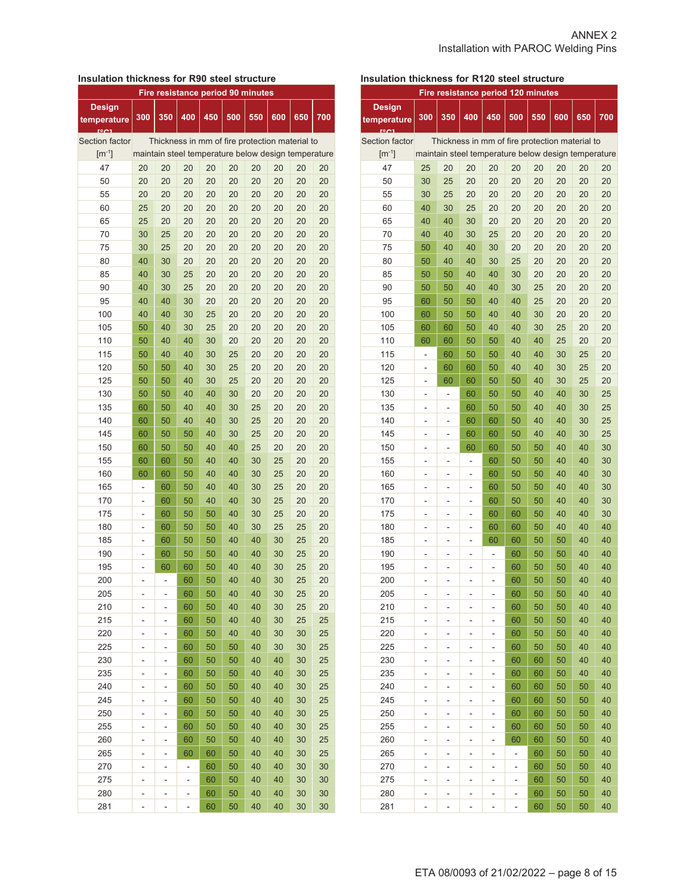ANNEX 2
Installation with PAROC Welding Pins

**Insulation thickness for R90 steel structure**

| Fire resistance period 90 minutes | | | | | | | | | |
|---|---|---|---|---|---|---|---|---|---|
| Design temperature [°C] | 300 | 350 | 400 | 450 | 500 | 550 | 600 | 650 | 700 |
| Section factor [m⁻¹] | Thickness in mm of fire protection material to maintain steel temperature below design temperature | | | | | | | | |
| 47 | 20 | 20 | 20 | 20 | 20 | 20 | 20 | 20 | 20 |
| 50 | 20 | 20 | 20 | 20 | 20 | 20 | 20 | 20 | 20 |
| 55 | 20 | 20 | 20 | 20 | 20 | 20 | 20 | 20 | 20 |
| 60 | 25 | 20 | 20 | 20 | 20 | 20 | 20 | 20 | 20 |
| 65 | 25 | 20 | 20 | 20 | 20 | 20 | 20 | 20 | 20 |
| 70 | 30 | 25 | 20 | 20 | 20 | 20 | 20 | 20 | 20 |
| 75 | 30 | 25 | 20 | 20 | 20 | 20 | 20 | 20 | 20 |
| 80 | 40 | 30 | 20 | 20 | 20 | 20 | 20 | 20 | 20 |
| 85 | 40 | 30 | 25 | 20 | 20 | 20 | 20 | 20 | 20 |
| 90 | 40 | 30 | 25 | 20 | 20 | 20 | 20 | 20 | 20 |
| 95 | 40 | 40 | 30 | 20 | 20 | 20 | 20 | 20 | 20 |
| 100 | 40 | 40 | 30 | 25 | 20 | 20 | 20 | 20 | 20 |
| 105 | 50 | 40 | 30 | 25 | 20 | 20 | 20 | 20 | 20 |
| 110 | 50 | 40 | 40 | 30 | 20 | 20 | 20 | 20 | 20 |
| 115 | 50 | 40 | 40 | 30 | 25 | 20 | 20 | 20 | 20 |
| 120 | 50 | 50 | 40 | 30 | 25 | 20 | 20 | 20 | 20 |
| 125 | 50 | 50 | 40 | 30 | 25 | 20 | 20 | 20 | 20 |
| 130 | 50 | 50 | 40 | 40 | 30 | 20 | 20 | 20 | 20 |
| 135 | 60 | 50 | 40 | 40 | 30 | 25 | 20 | 20 | 20 |
| 140 | 60 | 50 | 40 | 40 | 30 | 25 | 20 | 20 | 20 |
| 145 | 60 | 50 | 50 | 40 | 30 | 25 | 20 | 20 | 20 |
| 150 | 60 | 50 | 50 | 40 | 40 | 25 | 20 | 20 | 20 |
| 155 | 60 | 60 | 50 | 40 | 40 | 30 | 25 | 20 | 20 |
| 160 | 60 | 60 | 50 | 40 | 40 | 30 | 25 | 20 | 20 |
| 165 | - | 60 | 50 | 40 | 40 | 30 | 25 | 20 | 20 |
| 170 | - | 60 | 50 | 40 | 40 | 30 | 25 | 20 | 20 |
| 175 | - | 60 | 50 | 50 | 40 | 30 | 25 | 20 | 20 |
| 180 | - | 60 | 50 | 50 | 40 | 30 | 25 | 25 | 20 |
| 185 | - | 60 | 50 | 50 | 40 | 40 | 30 | 25 | 20 |
| 190 | - | 60 | 50 | 50 | 40 | 40 | 30 | 25 | 20 |
| 195 | - | 60 | 60 | 50 | 40 | 40 | 30 | 25 | 20 |
| 200 | - | - | 60 | 50 | 40 | 40 | 30 | 25 | 20 |
| 205 | - | - | 60 | 50 | 40 | 40 | 30 | 25 | 20 |
| 210 | - | - | 60 | 50 | 40 | 40 | 30 | 25 | 20 |
| 215 | - | - | 60 | 50 | 40 | 40 | 30 | 25 | 25 |
| 220 | - | - | 60 | 50 | 40 | 40 | 30 | 30 | 25 |
| 225 | - | - | 60 | 50 | 50 | 40 | 30 | 30 | 25 |
| 230 | - | - | 60 | 50 | 50 | 40 | 40 | 30 | 25 |
| 235 | - | - | 60 | 50 | 50 | 40 | 40 | 30 | 25 |
| 240 | - | - | 60 | 50 | 50 | 40 | 40 | 30 | 25 |
| 245 | - | - | 60 | 50 | 50 | 40 | 40 | 30 | 25 |
| 250 | - | - | 60 | 50 | 50 | 40 | 40 | 30 | 25 |
| 255 | - | - | 60 | 50 | 50 | 40 | 40 | 30 | 25 |
| 260 | - | - | 60 | 50 | 50 | 40 | 40 | 30 | 25 |
| 265 | - | - | 60 | 60 | 50 | 40 | 40 | 30 | 25 |
| 270 | - | - | - | 60 | 50 | 40 | 40 | 30 | 30 |
| 275 | - | - | - | 60 | 50 | 40 | 40 | 30 | 30 |
| 280 | - | - | - | 60 | 50 | 40 | 40 | 30 | 30 |
| 281 | - | - | - | 60 | 50 | 40 | 40 | 30 | 30 |

**Insulation thickness for R120 steel structure**

| Fire resistance period 120 minutes | | | | | | | | | |
|---|---|---|---|---|---|---|---|---|---|
| Design temperature [°C] | 300 | 350 | 400 | 450 | 500 | 550 | 600 | 650 | 700 |
| Section factor [m⁻¹] | Thickness in mm of fire protection material to maintain steel temperature below design temperature | | | | | | | | |
| 47 | 25 | 20 | 20 | 20 | 20 | 20 | 20 | 20 | 20 |
| 50 | 30 | 25 | 20 | 20 | 20 | 20 | 20 | 20 | 20 |
| 55 | 30 | 25 | 20 | 20 | 20 | 20 | 20 | 20 | 20 |
| 60 | 40 | 30 | 25 | 20 | 20 | 20 | 20 | 20 | 20 |
| 65 | 40 | 40 | 30 | 20 | 20 | 20 | 20 | 20 | 20 |
| 70 | 40 | 40 | 30 | 25 | 20 | 20 | 20 | 20 | 20 |
| 75 | 50 | 40 | 40 | 30 | 20 | 20 | 20 | 20 | 20 |
| 80 | 50 | 40 | 40 | 30 | 25 | 20 | 20 | 20 | 20 |
| 85 | 50 | 50 | 40 | 40 | 30 | 20 | 20 | 20 | 20 |
| 90 | 50 | 50 | 40 | 40 | 30 | 25 | 20 | 20 | 20 |
| 95 | 60 | 50 | 50 | 40 | 40 | 25 | 20 | 20 | 20 |
| 100 | 60 | 50 | 50 | 40 | 40 | 30 | 20 | 20 | 20 |
| 105 | 60 | 60 | 50 | 40 | 40 | 30 | 25 | 20 | 20 |
| 110 | 60 | 60 | 50 | 50 | 40 | 40 | 25 | 20 | 20 |
| 115 | - | 60 | 50 | 50 | 40 | 40 | 30 | 25 | 20 |
| 120 | - | 60 | 60 | 50 | 40 | 40 | 30 | 25 | 20 |
| 125 | - | 60 | 60 | 50 | 50 | 40 | 30 | 25 | 20 |
| 130 | - | - | 60 | 50 | 50 | 40 | 40 | 30 | 25 |
| 135 | - | - | 60 | 50 | 50 | 40 | 40 | 30 | 25 |
| 140 | - | - | 60 | 60 | 50 | 40 | 40 | 30 | 25 |
| 145 | - | - | 60 | 60 | 50 | 40 | 40 | 30 | 25 |
| 150 | - | - | 60 | 60 | 50 | 50 | 40 | 40 | 30 |
| 155 | - | - | - | 60 | 50 | 50 | 40 | 40 | 30 |
| 160 | - | - | - | 60 | 50 | 50 | 40 | 40 | 30 |
| 165 | - | - | - | 60 | 50 | 50 | 40 | 40 | 30 |
| 170 | - | - | - | 60 | 50 | 50 | 40 | 40 | 30 |
| 175 | - | - | - | 60 | 60 | 50 | 40 | 40 | 30 |
| 180 | - | - | - | 60 | 60 | 50 | 40 | 40 | 40 |
| 185 | - | - | - | 60 | 60 | 50 | 50 | 40 | 40 |
| 190 | - | - | - | - | 60 | 50 | 50 | 40 | 40 |
| 195 | - | - | - | - | 60 | 50 | 50 | 40 | 40 |
| 200 | - | - | - | - | 60 | 50 | 50 | 40 | 40 |
| 205 | - | - | - | - | 60 | 50 | 50 | 40 | 40 |
| 210 | - | - | - | - | 60 | 50 | 50 | 40 | 40 |
| 215 | - | - | - | - | 60 | 50 | 50 | 40 | 40 |
| 220 | - | - | - | - | 60 | 50 | 50 | 40 | 40 |
| 225 | - | - | - | - | 60 | 50 | 50 | 40 | 40 |
| 230 | - | - | - | - | 60 | 60 | 50 | 40 | 40 |
| 235 | - | - | - | - | 60 | 60 | 50 | 40 | 40 |
| 240 | - | - | - | - | 60 | 60 | 50 | 50 | 40 |
| 245 | - | - | - | - | 60 | 60 | 50 | 50 | 40 |
| 250 | - | - | - | - | 60 | 60 | 50 | 50 | 40 |
| 255 | - | - | - | - | 60 | 60 | 50 | 50 | 40 |
| 260 | - | - | - | - | 60 | 60 | 50 | 50 | 40 |
| 265 | - | - | - | - | - | 60 | 50 | 50 | 40 |
| 270 | - | - | - | - | - | 60 | 50 | 50 | 40 |
| 275 | - | - | - | - | - | 60 | 50 | 50 | 40 |
| 280 | - | - | - | - | - | 60 | 50 | 50 | 40 |
| 281 | - | - | - | - | - | 60 | 50 | 50 | 40 |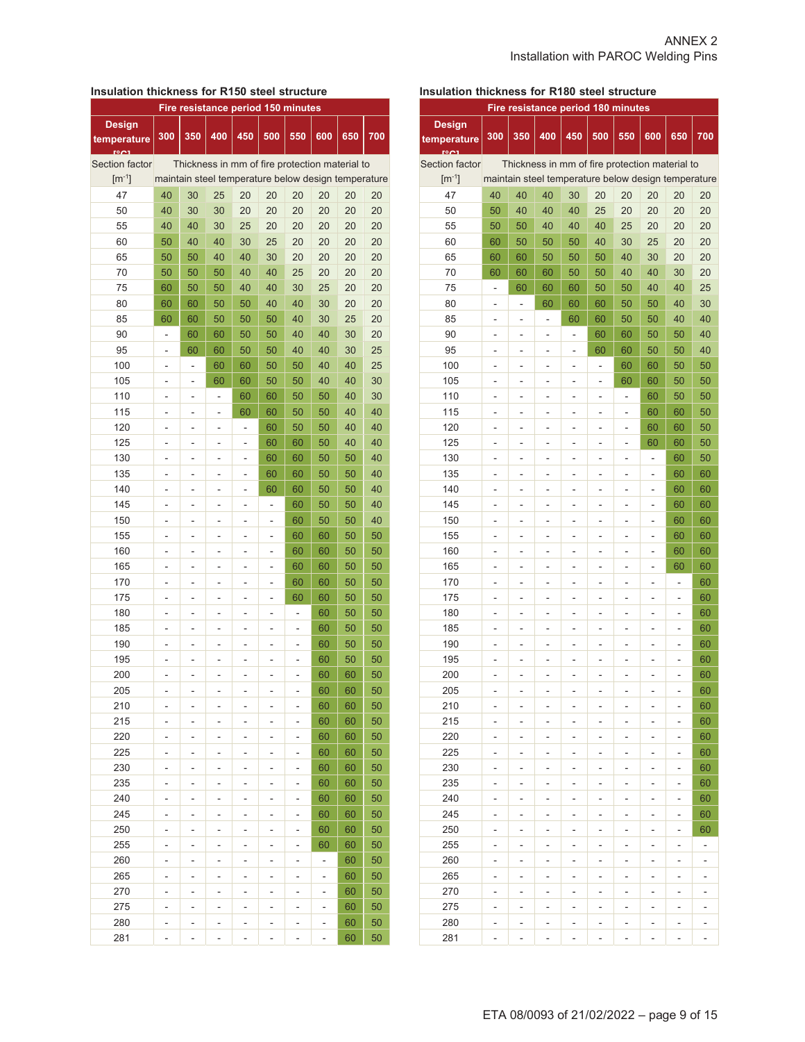ANNEX 2
Installation with PAROC Welding Pins

### Insulation thickness for R150 steel structure

| Fire resistance period 150 minutes | | | | | | | | | |
|---|---|---|---|---|---|---|---|---|---|
| Design temperature [°C] | 300 | 350 | 400 | 450 | 500 | 550 | 600 | 650 | 700 |
| Section factor [m⁻¹] | Thickness in mm of fire protection material to maintain steel temperature below design temperature | | | | | | | | |
| 47 | 40 | 30 | 25 | 20 | 20 | 20 | 20 | 20 | 20 |
| 50 | 40 | 30 | 30 | 20 | 20 | 20 | 20 | 20 | 20 |
| 55 | 40 | 40 | 30 | 25 | 20 | 20 | 20 | 20 | 20 |
| 60 | 50 | 40 | 40 | 30 | 25 | 20 | 20 | 20 | 20 |
| 65 | 50 | 50 | 40 | 40 | 30 | 20 | 20 | 20 | 20 |
| 70 | 50 | 50 | 50 | 40 | 40 | 25 | 20 | 20 | 20 |
| 75 | 60 | 50 | 50 | 40 | 40 | 30 | 25 | 20 | 20 |
| 80 | 60 | 60 | 50 | 50 | 40 | 40 | 30 | 20 | 20 |
| 85 | 60 | 60 | 50 | 50 | 50 | 40 | 30 | 25 | 20 |
| 90 | - | 60 | 60 | 50 | 50 | 40 | 40 | 30 | 20 |
| 95 | - | 60 | 60 | 50 | 50 | 40 | 40 | 30 | 25 |
| 100 | - | - | 60 | 60 | 50 | 50 | 40 | 40 | 25 |
| 105 | - | - | 60 | 60 | 50 | 50 | 40 | 40 | 30 |
| 110 | - | - | - | 60 | 60 | 50 | 50 | 40 | 30 |
| 115 | - | - | - | 60 | 60 | 50 | 50 | 40 | 40 |
| 120 | - | - | - | - | 60 | 50 | 50 | 40 | 40 |
| 125 | - | - | - | - | 60 | 60 | 50 | 40 | 40 |
| 130 | - | - | - | - | 60 | 60 | 50 | 50 | 40 |
| 135 | - | - | - | - | 60 | 60 | 50 | 50 | 40 |
| 140 | - | - | - | - | 60 | 60 | 50 | 50 | 40 |
| 145 | - | - | - | - | - | 60 | 50 | 50 | 40 |
| 150 | - | - | - | - | - | 60 | 50 | 50 | 40 |
| 155 | - | - | - | - | - | 60 | 60 | 50 | 50 |
| 160 | - | - | - | - | - | 60 | 60 | 50 | 50 |
| 165 | - | - | - | - | - | 60 | 60 | 50 | 50 |
| 170 | - | - | - | - | - | 60 | 60 | 50 | 50 |
| 175 | - | - | - | - | - | 60 | 60 | 50 | 50 |
| 180 | - | - | - | - | - | - | 60 | 50 | 50 |
| 185 | - | - | - | - | - | - | 60 | 50 | 50 |
| 190 | - | - | - | - | - | - | 60 | 50 | 50 |
| 195 | - | - | - | - | - | - | 60 | 50 | 50 |
| 200 | - | - | - | - | - | - | 60 | 60 | 50 |
| 205 | - | - | - | - | - | - | 60 | 60 | 50 |
| 210 | - | - | - | - | - | - | 60 | 60 | 50 |
| 215 | - | - | - | - | - | - | 60 | 60 | 50 |
| 220 | - | - | - | - | - | - | 60 | 60 | 50 |
| 225 | - | - | - | - | - | - | 60 | 60 | 50 |
| 230 | - | - | - | - | - | - | 60 | 60 | 50 |
| 235 | - | - | - | - | - | - | 60 | 60 | 50 |
| 240 | - | - | - | - | - | - | 60 | 60 | 50 |
| 245 | - | - | - | - | - | - | 60 | 60 | 50 |
| 250 | - | - | - | - | - | - | 60 | 60 | 50 |
| 255 | - | - | - | - | - | - | 60 | 60 | 50 |
| 260 | - | - | - | - | - | - | - | 60 | 50 |
| 265 | - | - | - | - | - | - | - | 60 | 50 |
| 270 | - | - | - | - | - | - | - | 60 | 50 |
| 275 | - | - | - | - | - | - | - | 60 | 50 |
| 280 | - | - | - | - | - | - | - | 60 | 50 |
| 281 | - | - | - | - | - | - | - | 60 | 50 |

### Insulation thickness for R180 steel structure

| Fire resistance period 180 minutes | | | | | | | | | |
|---|---|---|---|---|---|---|---|---|---|
| Design temperature [°C] | 300 | 350 | 400 | 450 | 500 | 550 | 600 | 650 | 700 |
| Section factor [m⁻¹] | Thickness in mm of fire protection material to maintain steel temperature below design temperature | | | | | | | | |
| 47 | 40 | 40 | 40 | 30 | 20 | 20 | 20 | 20 | 20 |
| 50 | 50 | 40 | 40 | 40 | 25 | 20 | 20 | 20 | 20 |
| 55 | 50 | 50 | 40 | 40 | 40 | 25 | 20 | 20 | 20 |
| 60 | 60 | 50 | 50 | 50 | 40 | 30 | 25 | 20 | 20 |
| 65 | 60 | 60 | 50 | 50 | 50 | 40 | 30 | 20 | 20 |
| 70 | 60 | 60 | 60 | 50 | 50 | 40 | 40 | 30 | 20 |
| 75 | - | 60 | 60 | 60 | 50 | 50 | 40 | 40 | 25 |
| 80 | - | - | 60 | 60 | 60 | 50 | 50 | 40 | 30 |
| 85 | - | - | - | 60 | 60 | 50 | 50 | 40 | 40 |
| 90 | - | - | - | - | 60 | 60 | 50 | 50 | 40 |
| 95 | - | - | - | - | 60 | 60 | 50 | 50 | 40 |
| 100 | - | - | - | - | - | 60 | 60 | 50 | 50 |
| 105 | - | - | - | - | - | 60 | 60 | 50 | 50 |
| 110 | - | - | - | - | - | - | 60 | 50 | 50 |
| 115 | - | - | - | - | - | - | 60 | 60 | 50 |
| 120 | - | - | - | - | - | - | 60 | 60 | 50 |
| 125 | - | - | - | - | - | - | 60 | 60 | 50 |
| 130 | - | - | - | - | - | - | - | 60 | 50 |
| 135 | - | - | - | - | - | - | - | 60 | 60 |
| 140 | - | - | - | - | - | - | - | 60 | 60 |
| 145 | - | - | - | - | - | - | - | 60 | 60 |
| 150 | - | - | - | - | - | - | - | 60 | 60 |
| 155 | - | - | - | - | - | - | - | 60 | 60 |
| 160 | - | - | - | - | - | - | - | 60 | 60 |
| 165 | - | - | - | - | - | - | - | 60 | 60 |
| 170 | - | - | - | - | - | - | - | - | 60 |
| 175 | - | - | - | - | - | - | - | - | 60 |
| 180 | - | - | - | - | - | - | - | - | 60 |
| 185 | - | - | - | - | - | - | - | - | 60 |
| 190 | - | - | - | - | - | - | - | - | 60 |
| 195 | - | - | - | - | - | - | - | - | 60 |
| 200 | - | - | - | - | - | - | - | - | 60 |
| 205 | - | - | - | - | - | - | - | - | 60 |
| 210 | - | - | - | - | - | - | - | - | 60 |
| 215 | - | - | - | - | - | - | - | - | 60 |
| 220 | - | - | - | - | - | - | - | - | 60 |
| 225 | - | - | - | - | - | - | - | - | 60 |
| 230 | - | - | - | - | - | - | - | - | 60 |
| 235 | - | - | - | - | - | - | - | - | 60 |
| 240 | - | - | - | - | - | - | - | - | 60 |
| 245 | - | - | - | - | - | - | - | - | 60 |
| 250 | - | - | - | - | - | - | - | - | 60 |
| 255 | - | - | - | - | - | - | - | - | - |
| 260 | - | - | - | - | - | - | - | - | - |
| 265 | - | - | - | - | - | - | - | - | - |
| 270 | - | - | - | - | - | - | - | - | - |
| 275 | - | - | - | - | - | - | - | - | - |
| 280 | - | - | - | - | - | - | - | - | - |
| 281 | - | - | - | - | - | - | - | - | - |

ETA 08/0093 of 21/02/2022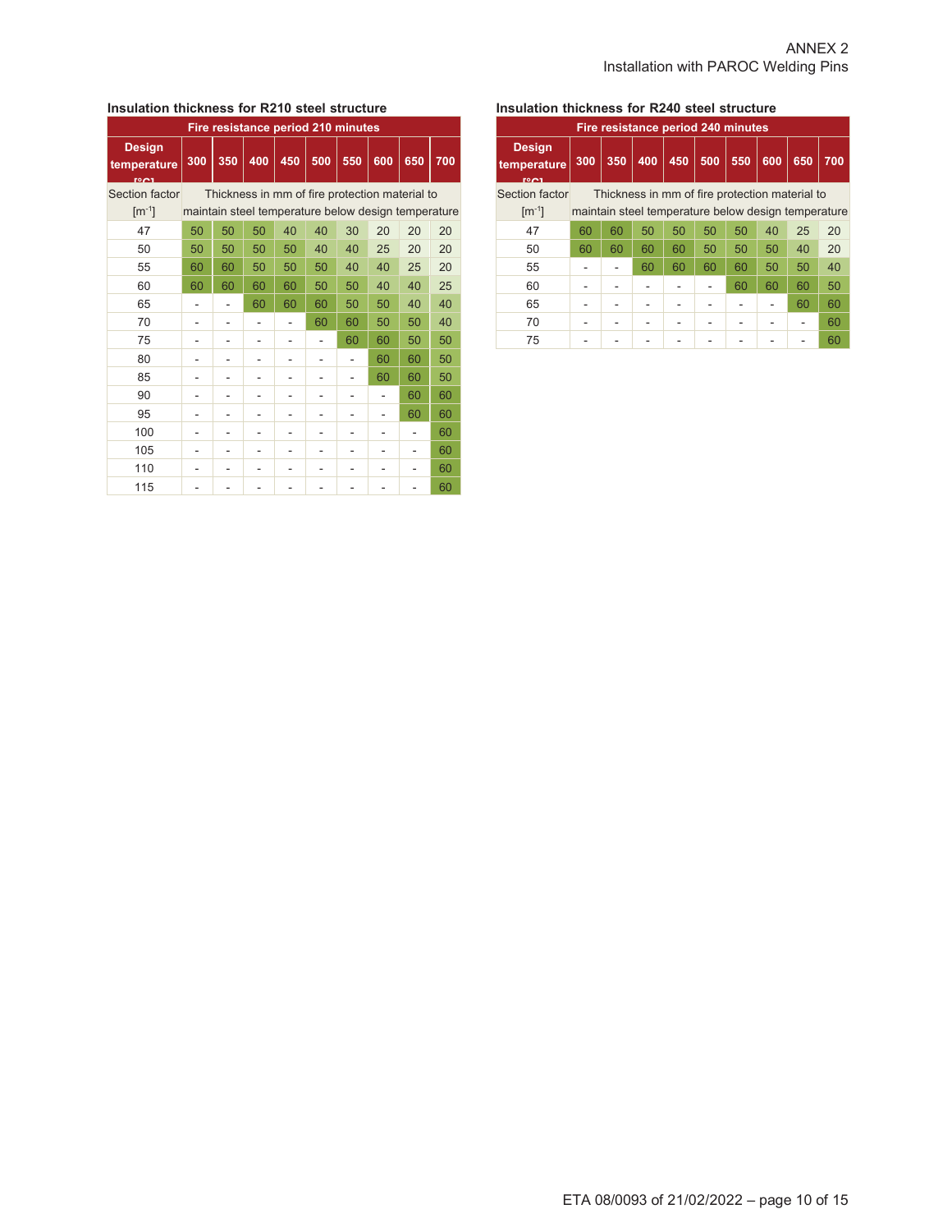ANNEX 2
Installation with PAROC Welding Pins

### Insulation thickness for R210 steel structure

| Fire resistance period 210 minutes | | | | | | | | | |
|---|---|---|---|---|---|---|---|---|---|
| Design temperature [°C] | 300 | 350 | 400 | 450 | 500 | 550 | 600 | 650 | 700 |
| Section factor [m⁻¹] | Thickness in mm of fire protection material to maintain steel temperature below design temperature | | | | | | | | |
| 47 | 50 | 50 | 50 | 40 | 40 | 30 | 20 | 20 | 20 |
| 50 | 50 | 50 | 50 | 50 | 40 | 40 | 25 | 20 | 20 |
| 55 | 60 | 60 | 50 | 50 | 50 | 40 | 40 | 25 | 20 |
| 60 | 60 | 60 | 60 | 60 | 50 | 50 | 40 | 40 | 25 |
| 65 | - | - | 60 | 60 | 60 | 50 | 50 | 40 | 40 |
| 70 | - | - | - | - | 60 | 60 | 50 | 50 | 40 |
| 75 | - | - | - | - | - | 60 | 60 | 50 | 50 |
| 80 | - | - | - | - | - | - | 60 | 60 | 50 |
| 85 | - | - | - | - | - | - | 60 | 60 | 50 |
| 90 | - | - | - | - | - | - | - | 60 | 60 |
| 95 | - | - | - | - | - | - | - | 60 | 60 |
| 100 | - | - | - | - | - | - | - | - | 60 |
| 105 | - | - | - | - | - | - | - | - | 60 |
| 110 | - | - | - | - | - | - | - | - | 60 |
| 115 | - | - | - | - | - | - | - | - | 60 |

### Insulation thickness for R240 steel structure

| Fire resistance period 240 minutes | | | | | | | | | |
|---|---|---|---|---|---|---|---|---|---|
| Design temperature [°C] | 300 | 350 | 400 | 450 | 500 | 550 | 600 | 650 | 700 |
| Section factor [m⁻¹] | Thickness in mm of fire protection material to maintain steel temperature below design temperature | | | | | | | | |
| 47 | 60 | 60 | 50 | 50 | 50 | 50 | 40 | 25 | 20 |
| 50 | 60 | 60 | 60 | 60 | 50 | 50 | 50 | 40 | 20 |
| 55 | - | - | 60 | 60 | 60 | 60 | 50 | 50 | 40 |
| 60 | - | - | - | - | - | 60 | 60 | 60 | 50 |
| 65 | - | - | - | - | - | - | - | 60 | 60 |
| 70 | - | - | - | - | - | - | - | - | 60 |
| 75 | - | - | - | - | - | - | - | - | 60 |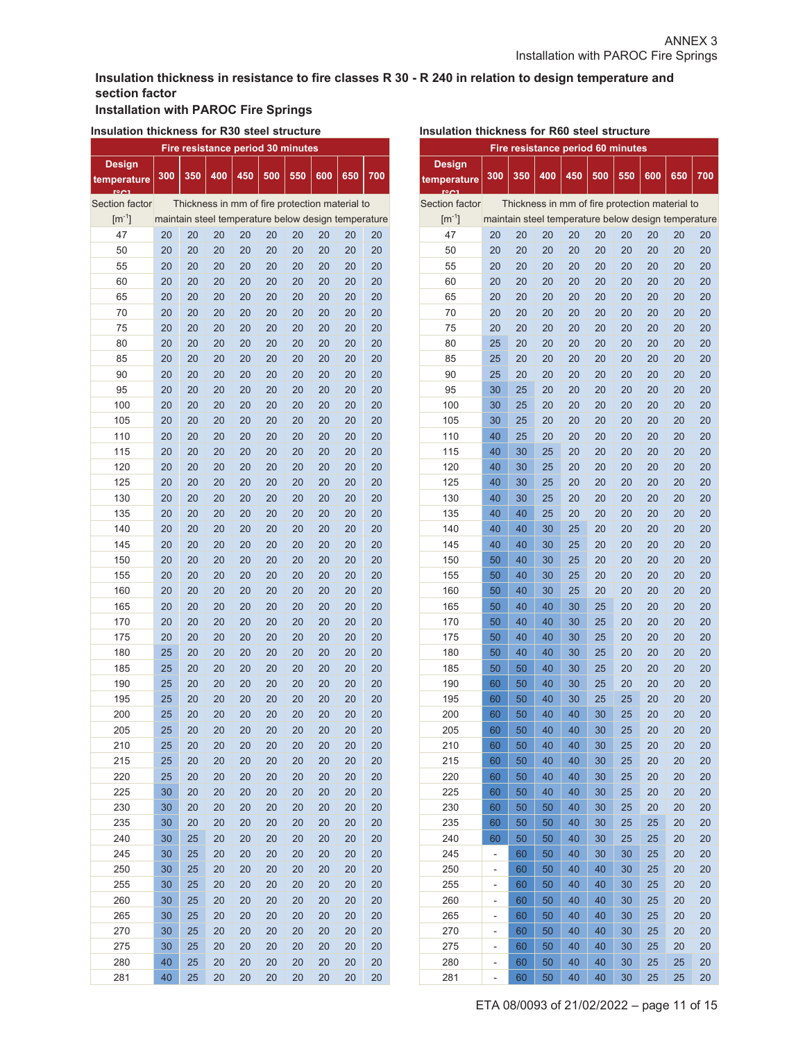ANNEX 3
Installation with PAROC Fire Springs

**Insulation thickness in resistance to fire classes R 30 - R 240 in relation to design temperature and section factor**
**Installation with PAROC Fire Springs**

**Insulation thickness for R30 steel structure**

| Fire resistance period 30 minutes | | | | | | | | | |
|---|---|---|---|---|---|---|---|---|---|
| Design temperature [°C] | 300 | 350 | 400 | 450 | 500 | 550 | 600 | 650 | 700 |
| Section factor [m$^{-1}$] | Thickness in mm of fire protection material to maintain steel temperature below design temperature | | | | | | | | |
| 47 | 20 | 20 | 20 | 20 | 20 | 20 | 20 | 20 | 20 |
| 50 | 20 | 20 | 20 | 20 | 20 | 20 | 20 | 20 | 20 |
| 55 | 20 | 20 | 20 | 20 | 20 | 20 | 20 | 20 | 20 |
| 60 | 20 | 20 | 20 | 20 | 20 | 20 | 20 | 20 | 20 |
| 65 | 20 | 20 | 20 | 20 | 20 | 20 | 20 | 20 | 20 |
| 70 | 20 | 20 | 20 | 20 | 20 | 20 | 20 | 20 | 20 |
| 75 | 20 | 20 | 20 | 20 | 20 | 20 | 20 | 20 | 20 |
| 80 | 20 | 20 | 20 | 20 | 20 | 20 | 20 | 20 | 20 |
| 85 | 20 | 20 | 20 | 20 | 20 | 20 | 20 | 20 | 20 |
| 90 | 20 | 20 | 20 | 20 | 20 | 20 | 20 | 20 | 20 |
| 95 | 20 | 20 | 20 | 20 | 20 | 20 | 20 | 20 | 20 |
| 100 | 20 | 20 | 20 | 20 | 20 | 20 | 20 | 20 | 20 |
| 105 | 20 | 20 | 20 | 20 | 20 | 20 | 20 | 20 | 20 |
| 110 | 20 | 20 | 20 | 20 | 20 | 20 | 20 | 20 | 20 |
| 115 | 20 | 20 | 20 | 20 | 20 | 20 | 20 | 20 | 20 |
| 120 | 20 | 20 | 20 | 20 | 20 | 20 | 20 | 20 | 20 |
| 125 | 20 | 20 | 20 | 20 | 20 | 20 | 20 | 20 | 20 |
| 130 | 20 | 20 | 20 | 20 | 20 | 20 | 20 | 20 | 20 |
| 135 | 20 | 20 | 20 | 20 | 20 | 20 | 20 | 20 | 20 |
| 140 | 20 | 20 | 20 | 20 | 20 | 20 | 20 | 20 | 20 |
| 145 | 20 | 20 | 20 | 20 | 20 | 20 | 20 | 20 | 20 |
| 150 | 20 | 20 | 20 | 20 | 20 | 20 | 20 | 20 | 20 |
| 155 | 20 | 20 | 20 | 20 | 20 | 20 | 20 | 20 | 20 |
| 160 | 20 | 20 | 20 | 20 | 20 | 20 | 20 | 20 | 20 |
| 165 | 20 | 20 | 20 | 20 | 20 | 20 | 20 | 20 | 20 |
| 170 | 20 | 20 | 20 | 20 | 20 | 20 | 20 | 20 | 20 |
| 175 | 20 | 20 | 20 | 20 | 20 | 20 | 20 | 20 | 20 |
| 180 | 25 | 20 | 20 | 20 | 20 | 20 | 20 | 20 | 20 |
| 185 | 25 | 20 | 20 | 20 | 20 | 20 | 20 | 20 | 20 |
| 190 | 25 | 20 | 20 | 20 | 20 | 20 | 20 | 20 | 20 |
| 195 | 25 | 20 | 20 | 20 | 20 | 20 | 20 | 20 | 20 |
| 200 | 25 | 20 | 20 | 20 | 20 | 20 | 20 | 20 | 20 |
| 205 | 25 | 20 | 20 | 20 | 20 | 20 | 20 | 20 | 20 |
| 210 | 25 | 20 | 20 | 20 | 20 | 20 | 20 | 20 | 20 |
| 215 | 25 | 20 | 20 | 20 | 20 | 20 | 20 | 20 | 20 |
| 220 | 25 | 20 | 20 | 20 | 20 | 20 | 20 | 20 | 20 |
| 225 | 30 | 20 | 20 | 20 | 20 | 20 | 20 | 20 | 20 |
| 230 | 30 | 20 | 20 | 20 | 20 | 20 | 20 | 20 | 20 |
| 235 | 30 | 20 | 20 | 20 | 20 | 20 | 20 | 20 | 20 |
| 240 | 30 | 25 | 20 | 20 | 20 | 20 | 20 | 20 | 20 |
| 245 | 30 | 25 | 20 | 20 | 20 | 20 | 20 | 20 | 20 |
| 250 | 30 | 25 | 20 | 20 | 20 | 20 | 20 | 20 | 20 |
| 255 | 30 | 25 | 20 | 20 | 20 | 20 | 20 | 20 | 20 |
| 260 | 30 | 25 | 20 | 20 | 20 | 20 | 20 | 20 | 20 |
| 265 | 30 | 25 | 20 | 20 | 20 | 20 | 20 | 20 | 20 |
| 270 | 30 | 25 | 20 | 20 | 20 | 20 | 20 | 20 | 20 |
| 275 | 30 | 25 | 20 | 20 | 20 | 20 | 20 | 20 | 20 |
| 280 | 40 | 25 | 20 | 20 | 20 | 20 | 20 | 20 | 20 |
| 281 | 40 | 25 | 20 | 20 | 20 | 20 | 20 | 20 | 20 |

**Insulation thickness for R60 steel structure**

| Fire resistance period 60 minutes | | | | | | | | | |
|---|---|---|---|---|---|---|---|---|---|
| Design temperature [°C] | 300 | 350 | 400 | 450 | 500 | 550 | 600 | 650 | 700 |
| Section factor [m$^{-1}$] | Thickness in mm of fire protection material to maintain steel temperature below design temperature | | | | | | | | |
| 47 | 20 | 20 | 20 | 20 | 20 | 20 | 20 | 20 | 20 |
| 50 | 20 | 20 | 20 | 20 | 20 | 20 | 20 | 20 | 20 |
| 55 | 20 | 20 | 20 | 20 | 20 | 20 | 20 | 20 | 20 |
| 60 | 20 | 20 | 20 | 20 | 20 | 20 | 20 | 20 | 20 |
| 65 | 20 | 20 | 20 | 20 | 20 | 20 | 20 | 20 | 20 |
| 70 | 20 | 20 | 20 | 20 | 20 | 20 | 20 | 20 | 20 |
| 75 | 20 | 20 | 20 | 20 | 20 | 20 | 20 | 20 | 20 |
| 80 | 25 | 20 | 20 | 20 | 20 | 20 | 20 | 20 | 20 |
| 85 | 25 | 20 | 20 | 20 | 20 | 20 | 20 | 20 | 20 |
| 90 | 25 | 20 | 20 | 20 | 20 | 20 | 20 | 20 | 20 |
| 95 | 30 | 25 | 20 | 20 | 20 | 20 | 20 | 20 | 20 |
| 100 | 30 | 25 | 20 | 20 | 20 | 20 | 20 | 20 | 20 |
| 105 | 30 | 25 | 20 | 20 | 20 | 20 | 20 | 20 | 20 |
| 110 | 40 | 25 | 20 | 20 | 20 | 20 | 20 | 20 | 20 |
| 115 | 40 | 30 | 25 | 20 | 20 | 20 | 20 | 20 | 20 |
| 120 | 40 | 30 | 25 | 20 | 20 | 20 | 20 | 20 | 20 |
| 125 | 40 | 30 | 25 | 20 | 20 | 20 | 20 | 20 | 20 |
| 130 | 40 | 30 | 25 | 20 | 20 | 20 | 20 | 20 | 20 |
| 135 | 40 | 40 | 25 | 20 | 20 | 20 | 20 | 20 | 20 |
| 140 | 40 | 40 | 30 | 25 | 20 | 20 | 20 | 20 | 20 |
| 145 | 40 | 40 | 30 | 25 | 20 | 20 | 20 | 20 | 20 |
| 150 | 50 | 40 | 30 | 25 | 20 | 20 | 20 | 20 | 20 |
| 155 | 50 | 40 | 30 | 25 | 20 | 20 | 20 | 20 | 20 |
| 160 | 50 | 40 | 30 | 25 | 20 | 20 | 20 | 20 | 20 |
| 165 | 50 | 40 | 40 | 30 | 25 | 20 | 20 | 20 | 20 |
| 170 | 50 | 40 | 40 | 30 | 25 | 20 | 20 | 20 | 20 |
| 175 | 50 | 40 | 40 | 30 | 25 | 20 | 20 | 20 | 20 |
| 180 | 50 | 40 | 40 | 30 | 25 | 20 | 20 | 20 | 20 |
| 185 | 50 | 50 | 40 | 30 | 25 | 20 | 20 | 20 | 20 |
| 190 | 60 | 50 | 40 | 30 | 25 | 20 | 20 | 20 | 20 |
| 195 | 60 | 50 | 40 | 30 | 25 | 25 | 20 | 20 | 20 |
| 200 | 60 | 50 | 40 | 40 | 30 | 25 | 20 | 20 | 20 |
| 205 | 60 | 50 | 40 | 40 | 30 | 25 | 20 | 20 | 20 |
| 210 | 60 | 50 | 40 | 40 | 30 | 25 | 20 | 20 | 20 |
| 215 | 60 | 50 | 40 | 40 | 30 | 25 | 20 | 20 | 20 |
| 220 | 60 | 50 | 40 | 40 | 30 | 25 | 20 | 20 | 20 |
| 225 | 60 | 50 | 40 | 40 | 30 | 25 | 20 | 20 | 20 |
| 230 | 60 | 50 | 50 | 40 | 30 | 25 | 20 | 20 | 20 |
| 235 | 60 | 50 | 50 | 40 | 30 | 25 | 25 | 20 | 20 |
| 240 | 60 | 50 | 50 | 40 | 30 | 25 | 25 | 20 | 20 |
| 245 | - | 60 | 50 | 40 | 30 | 30 | 25 | 20 | 20 |
| 250 | - | 60 | 50 | 40 | 40 | 30 | 25 | 20 | 20 |
| 255 | - | 60 | 50 | 40 | 40 | 30 | 25 | 20 | 20 |
| 260 | - | 60 | 50 | 40 | 40 | 30 | 25 | 20 | 20 |
| 265 | - | 60 | 50 | 40 | 40 | 30 | 25 | 20 | 20 |
| 270 | - | 60 | 50 | 40 | 40 | 30 | 25 | 20 | 20 |
| 275 | - | 60 | 50 | 40 | 40 | 30 | 25 | 20 | 20 |
| 280 | - | 60 | 50 | 40 | 40 | 30 | 25 | 25 | 20 |
| 281 | - | 60 | 50 | 40 | 40 | 30 | 25 | 25 | 20 |

ETA 08/0093 of 21/02/2022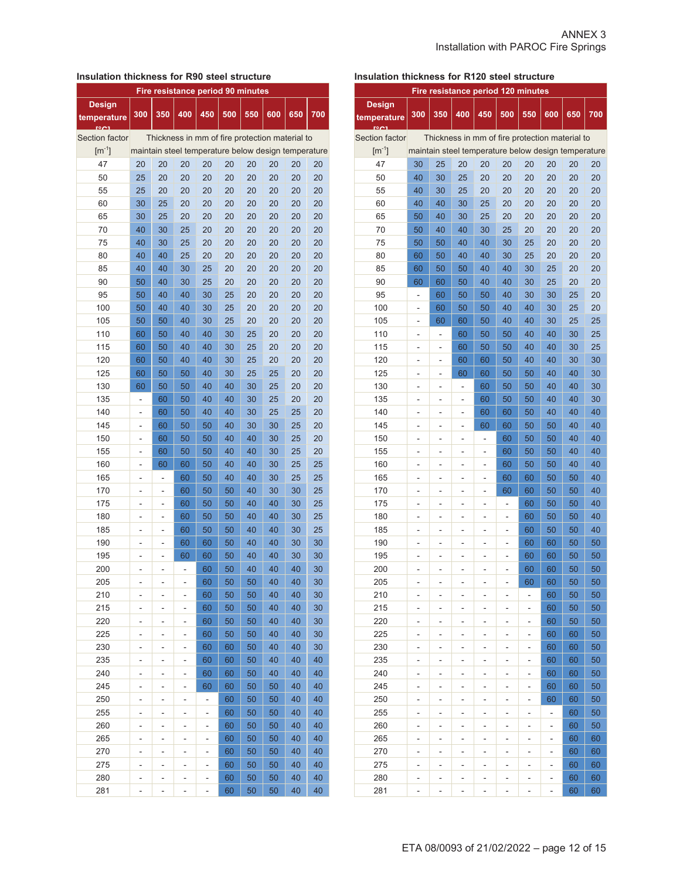ANNEX 3
Installation with PAROC Fire Springs

**Insulation thickness for R90 steel structure**

| Fire resistance period 90 minutes | | | | | | | | | |
|---|---|---|---|---|---|---|---|---|---|
| Design temperature [°C] | 300 | 350 | 400 | 450 | 500 | 550 | 600 | 650 | 700 |
| Section factor [m⁻¹] | Thickness in mm of fire protection material to maintain steel temperature below design temperature | | | | | | | | |
| 47 | 20 | 20 | 20 | 20 | 20 | 20 | 20 | 20 | 20 |
| 50 | 25 | 20 | 20 | 20 | 20 | 20 | 20 | 20 | 20 |
| 55 | 25 | 20 | 20 | 20 | 20 | 20 | 20 | 20 | 20 |
| 60 | 30 | 25 | 20 | 20 | 20 | 20 | 20 | 20 | 20 |
| 65 | 30 | 25 | 20 | 20 | 20 | 20 | 20 | 20 | 20 |
| 70 | 40 | 30 | 25 | 20 | 20 | 20 | 20 | 20 | 20 |
| 75 | 40 | 30 | 25 | 20 | 20 | 20 | 20 | 20 | 20 |
| 80 | 40 | 40 | 25 | 20 | 20 | 20 | 20 | 20 | 20 |
| 85 | 40 | 40 | 30 | 25 | 20 | 20 | 20 | 20 | 20 |
| 90 | 50 | 40 | 30 | 25 | 20 | 20 | 20 | 20 | 20 |
| 95 | 50 | 40 | 40 | 30 | 25 | 20 | 20 | 20 | 20 |
| 100 | 50 | 40 | 40 | 30 | 25 | 20 | 20 | 20 | 20 |
| 105 | 50 | 50 | 40 | 30 | 25 | 20 | 20 | 20 | 20 |
| 110 | 60 | 50 | 40 | 40 | 30 | 25 | 20 | 20 | 20 |
| 115 | 60 | 50 | 40 | 40 | 30 | 25 | 20 | 20 | 20 |
| 120 | 60 | 50 | 40 | 40 | 30 | 25 | 20 | 20 | 20 |
| 125 | 60 | 50 | 50 | 40 | 30 | 25 | 25 | 20 | 20 |
| 130 | 60 | 50 | 50 | 40 | 40 | 30 | 25 | 20 | 20 |
| 135 | - | 60 | 50 | 40 | 40 | 30 | 25 | 20 | 20 |
| 140 | - | 60 | 50 | 40 | 40 | 30 | 25 | 25 | 20 |
| 145 | - | 60 | 50 | 50 | 40 | 30 | 30 | 25 | 20 |
| 150 | - | 60 | 50 | 50 | 40 | 40 | 30 | 25 | 20 |
| 155 | - | 60 | 50 | 50 | 40 | 40 | 30 | 25 | 20 |
| 160 | - | 60 | 60 | 50 | 40 | 40 | 30 | 25 | 25 |
| 165 | - | - | 60 | 50 | 40 | 40 | 30 | 25 | 25 |
| 170 | - | - | 60 | 50 | 50 | 40 | 30 | 30 | 25 |
| 175 | - | - | 60 | 50 | 50 | 40 | 40 | 30 | 25 |
| 180 | - | - | 60 | 50 | 50 | 40 | 40 | 30 | 25 |
| 185 | - | - | 60 | 50 | 50 | 40 | 40 | 30 | 25 |
| 190 | - | - | 60 | 60 | 50 | 40 | 40 | 30 | 30 |
| 195 | - | - | 60 | 60 | 50 | 40 | 40 | 30 | 30 |
| 200 | - | - | - | 60 | 50 | 40 | 40 | 40 | 30 |
| 205 | - | - | - | 60 | 50 | 50 | 40 | 40 | 30 |
| 210 | - | - | - | 60 | 50 | 50 | 40 | 40 | 30 |
| 215 | - | - | - | 60 | 50 | 50 | 40 | 40 | 30 |
| 220 | - | - | - | 60 | 50 | 50 | 40 | 40 | 30 |
| 225 | - | - | - | 60 | 50 | 50 | 40 | 40 | 30 |
| 230 | - | - | - | 60 | 60 | 50 | 40 | 40 | 30 |
| 235 | - | - | - | 60 | 60 | 50 | 40 | 40 | 40 |
| 240 | - | - | - | 60 | 60 | 50 | 40 | 40 | 40 |
| 245 | - | - | - | 60 | 60 | 50 | 50 | 40 | 40 |
| 250 | - | - | - | - | 60 | 50 | 50 | 40 | 40 |
| 255 | - | - | - | - | 60 | 50 | 50 | 40 | 40 |
| 260 | - | - | - | - | 60 | 50 | 50 | 40 | 40 |
| 265 | - | - | - | - | 60 | 50 | 50 | 40 | 40 |
| 270 | - | - | - | - | 60 | 50 | 50 | 40 | 40 |
| 275 | - | - | - | - | 60 | 50 | 50 | 40 | 40 |
| 280 | - | - | - | - | 60 | 50 | 50 | 40 | 40 |
| 281 | - | - | - | - | 60 | 50 | 50 | 40 | 40 |

**Insulation thickness for R120 steel structure**

| Fire resistance period 120 minutes | | | | | | | | | |
|---|---|---|---|---|---|---|---|---|---|
| Design temperature [°C] | 300 | 350 | 400 | 450 | 500 | 550 | 600 | 650 | 700 |
| Section factor [m⁻¹] | Thickness in mm of fire protection material to maintain steel temperature below design temperature | | | | | | | | |
| 47 | 30 | 25 | 20 | 20 | 20 | 20 | 20 | 20 | 20 |
| 50 | 40 | 30 | 25 | 20 | 20 | 20 | 20 | 20 | 20 |
| 55 | 40 | 30 | 25 | 20 | 20 | 20 | 20 | 20 | 20 |
| 60 | 40 | 40 | 30 | 25 | 20 | 20 | 20 | 20 | 20 |
| 65 | 50 | 40 | 30 | 25 | 20 | 20 | 20 | 20 | 20 |
| 70 | 50 | 40 | 40 | 30 | 25 | 20 | 20 | 20 | 20 |
| 75 | 50 | 50 | 40 | 40 | 30 | 25 | 20 | 20 | 20 |
| 80 | 60 | 50 | 40 | 40 | 30 | 25 | 20 | 20 | 20 |
| 85 | 60 | 50 | 50 | 40 | 40 | 30 | 25 | 20 | 20 |
| 90 | 60 | 60 | 50 | 40 | 40 | 30 | 25 | 20 | 20 |
| 95 | - | 60 | 50 | 50 | 40 | 30 | 30 | 25 | 20 |
| 100 | - | 60 | 50 | 50 | 40 | 40 | 30 | 25 | 20 |
| 105 | - | 60 | 60 | 50 | 40 | 40 | 30 | 25 | 25 |
| 110 | - | - | 60 | 50 | 50 | 40 | 40 | 30 | 25 |
| 115 | - | - | 60 | 50 | 50 | 40 | 40 | 30 | 25 |
| 120 | - | - | 60 | 60 | 50 | 40 | 40 | 30 | 30 |
| 125 | - | - | 60 | 60 | 50 | 50 | 40 | 40 | 30 |
| 130 | - | - | - | 60 | 50 | 50 | 40 | 40 | 30 |
| 135 | - | - | - | 60 | 50 | 50 | 40 | 40 | 30 |
| 140 | - | - | - | 60 | 60 | 50 | 40 | 40 | 40 |
| 145 | - | - | - | 60 | 60 | 50 | 50 | 40 | 40 |
| 150 | - | - | - | - | 60 | 50 | 50 | 40 | 40 |
| 155 | - | - | - | - | 60 | 50 | 50 | 40 | 40 |
| 160 | - | - | - | - | 60 | 50 | 50 | 40 | 40 |
| 165 | - | - | - | - | 60 | 60 | 50 | 50 | 40 |
| 170 | - | - | - | - | 60 | 60 | 50 | 50 | 40 |
| 175 | - | - | - | - | - | 60 | 50 | 50 | 40 |
| 180 | - | - | - | - | - | 60 | 50 | 50 | 40 |
| 185 | - | - | - | - | - | 60 | 50 | 50 | 40 |
| 190 | - | - | - | - | - | 60 | 60 | 50 | 50 |
| 195 | - | - | - | - | - | 60 | 60 | 50 | 50 |
| 200 | - | - | - | - | - | 60 | 60 | 50 | 50 |
| 205 | - | - | - | - | - | 60 | 60 | 50 | 50 |
| 210 | - | - | - | - | - | - | 60 | 50 | 50 |
| 215 | - | - | - | - | - | - | 60 | 50 | 50 |
| 220 | - | - | - | - | - | - | 60 | 50 | 50 |
| 225 | - | - | - | - | - | - | 60 | 60 | 50 |
| 230 | - | - | - | - | - | - | 60 | 60 | 50 |
| 235 | - | - | - | - | - | - | 60 | 60 | 50 |
| 240 | - | - | - | - | - | - | 60 | 60 | 50 |
| 245 | - | - | - | - | - | - | 60 | 60 | 50 |
| 250 | - | - | - | - | - | - | 60 | 60 | 50 |
| 255 | - | - | - | - | - | - | - | 60 | 50 |
| 260 | - | - | - | - | - | - | - | 60 | 50 |
| 265 | - | - | - | - | - | - | - | 60 | 60 |
| 270 | - | - | - | - | - | - | - | 60 | 60 |
| 275 | - | - | - | - | - | - | - | 60 | 60 |
| 280 | - | - | - | - | - | - | - | 60 | 60 |
| 281 | - | - | - | - | - | - | - | 60 | 60 |

ETA 08/0093 of 21/02/2022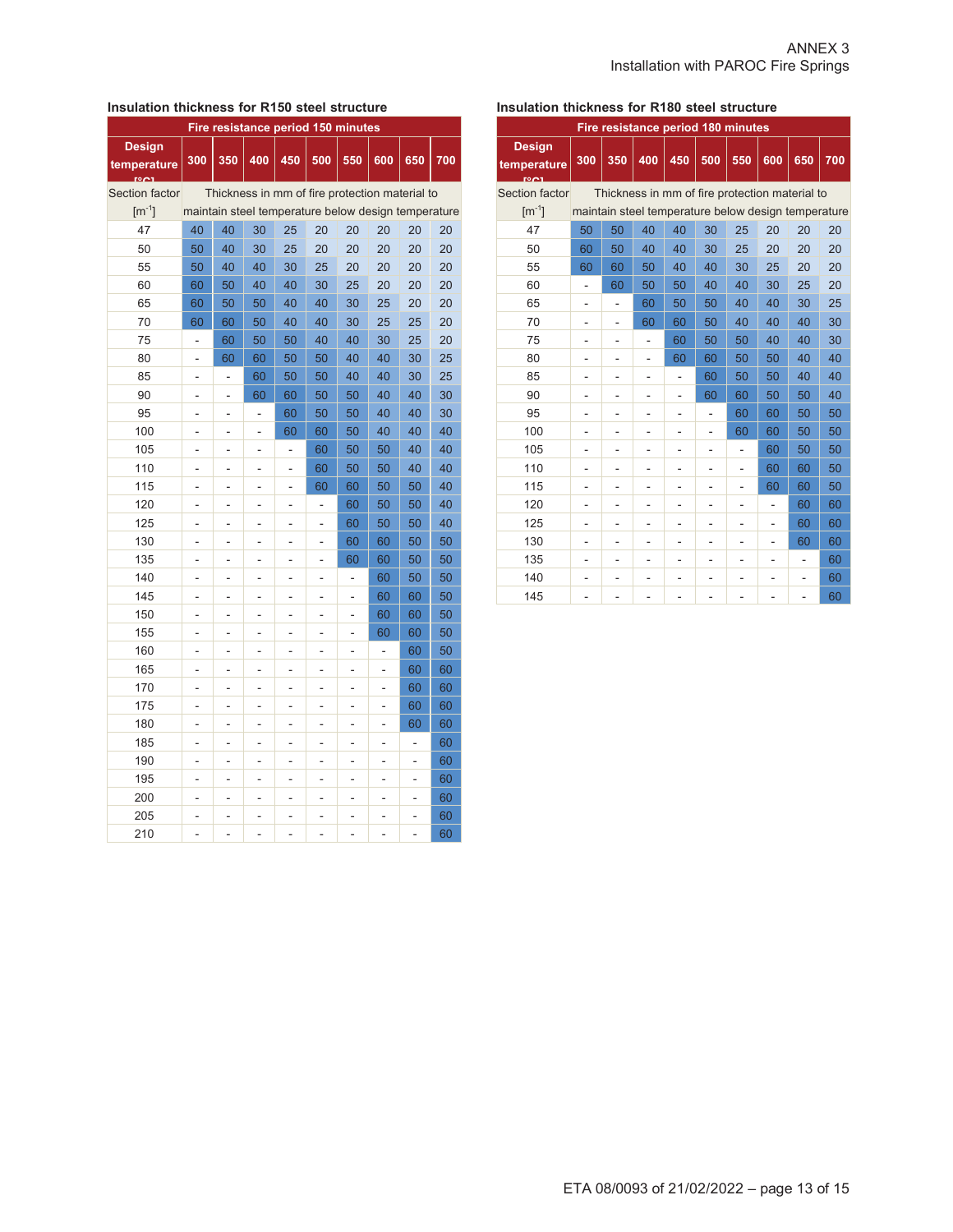ANNEX 3
Installation with PAROC Fire Springs

**Insulation thickness for R150 steel structure**

| Fire resistance period 150 minutes | | | | | | | | | |
|---|---|---|---|---|---|---|---|---|---|
| Design temperature [°C] | 300 | 350 | 400 | 450 | 500 | 550 | 600 | 650 | 700 |
| Section factor [m$^{-1}$] | Thickness in mm of fire protection material to maintain steel temperature below design temperature | | | | | | | | |
| 47 | 40 | 40 | 30 | 25 | 20 | 20 | 20 | 20 | 20 |
| 50 | 50 | 40 | 30 | 25 | 20 | 20 | 20 | 20 | 20 |
| 55 | 50 | 40 | 40 | 30 | 25 | 20 | 20 | 20 | 20 |
| 60 | 60 | 50 | 40 | 40 | 30 | 25 | 20 | 20 | 20 |
| 65 | 60 | 50 | 50 | 40 | 40 | 30 | 25 | 20 | 20 |
| 70 | 60 | 60 | 50 | 40 | 40 | 30 | 25 | 25 | 20 |
| 75 | - | 60 | 50 | 50 | 40 | 40 | 30 | 25 | 20 |
| 80 | - | 60 | 60 | 50 | 50 | 40 | 40 | 30 | 25 |
| 85 | - | - | 60 | 50 | 50 | 40 | 40 | 30 | 25 |
| 90 | - | - | 60 | 60 | 50 | 50 | 40 | 40 | 30 |
| 95 | - | - | - | 60 | 50 | 50 | 40 | 40 | 30 |
| 100 | - | - | - | 60 | 60 | 50 | 40 | 40 | 40 |
| 105 | - | - | - | - | 60 | 50 | 50 | 40 | 40 |
| 110 | - | - | - | - | 60 | 50 | 50 | 40 | 40 |
| 115 | - | - | - | - | 60 | 60 | 50 | 50 | 40 |
| 120 | - | - | - | - | - | 60 | 50 | 50 | 40 |
| 125 | - | - | - | - | - | 60 | 50 | 50 | 40 |
| 130 | - | - | - | - | - | 60 | 60 | 50 | 50 |
| 135 | - | - | - | - | - | 60 | 60 | 50 | 50 |
| 140 | - | - | - | - | - | - | 60 | 50 | 50 |
| 145 | - | - | - | - | - | - | 60 | 60 | 50 |
| 150 | - | - | - | - | - | - | 60 | 60 | 50 |
| 155 | - | - | - | - | - | - | 60 | 60 | 50 |
| 160 | - | - | - | - | - | - | - | 60 | 50 |
| 165 | - | - | - | - | - | - | - | 60 | 60 |
| 170 | - | - | - | - | - | - | - | 60 | 60 |
| 175 | - | - | - | - | - | - | - | 60 | 60 |
| 180 | - | - | - | - | - | - | - | 60 | 60 |
| 185 | - | - | - | - | - | - | - | - | 60 |
| 190 | - | - | - | - | - | - | - | - | 60 |
| 195 | - | - | - | - | - | - | - | - | 60 |
| 200 | - | - | - | - | - | - | - | - | 60 |
| 205 | - | - | - | - | - | - | - | - | 60 |
| 210 | - | - | - | - | - | - | - | - | 60 |

**Insulation thickness for R180 steel structure**

| Fire resistance period 180 minutes | | | | | | | | | |
|---|---|---|---|---|---|---|---|---|---|
| Design temperature [°C] | 300 | 350 | 400 | 450 | 500 | 550 | 600 | 650 | 700 |
| Section factor [m$^{-1}$] | Thickness in mm of fire protection material to maintain steel temperature below design temperature | | | | | | | | |
| 47 | 50 | 50 | 40 | 40 | 30 | 25 | 20 | 20 | 20 |
| 50 | 60 | 50 | 40 | 40 | 30 | 25 | 20 | 20 | 20 |
| 55 | 60 | 60 | 50 | 40 | 40 | 30 | 25 | 20 | 20 |
| 60 | - | 60 | 50 | 50 | 40 | 40 | 30 | 25 | 20 |
| 65 | - | - | 60 | 50 | 50 | 40 | 40 | 30 | 25 |
| 70 | - | - | 60 | 60 | 50 | 40 | 40 | 40 | 30 |
| 75 | - | - | - | 60 | 50 | 50 | 40 | 40 | 30 |
| 80 | - | - | - | 60 | 60 | 50 | 50 | 40 | 40 |
| 85 | - | - | - | - | 60 | 50 | 50 | 40 | 40 |
| 90 | - | - | - | - | 60 | 60 | 50 | 50 | 40 |
| 95 | - | - | - | - | - | 60 | 60 | 50 | 50 |
| 100 | - | - | - | - | - | 60 | 60 | 50 | 50 |
| 105 | - | - | - | - | - | - | 60 | 50 | 50 |
| 110 | - | - | - | - | - | - | 60 | 60 | 50 |
| 115 | - | - | - | - | - | - | 60 | 60 | 50 |
| 120 | - | - | - | - | - | - | - | 60 | 60 |
| 125 | - | - | - | - | - | - | - | 60 | 60 |
| 130 | - | - | - | - | - | - | - | 60 | 60 |
| 135 | - | - | - | - | - | - | - | - | 60 |
| 140 | - | - | - | - | - | - | - | - | 60 |
| 145 | - | - | - | - | - | - | - | - | 60 |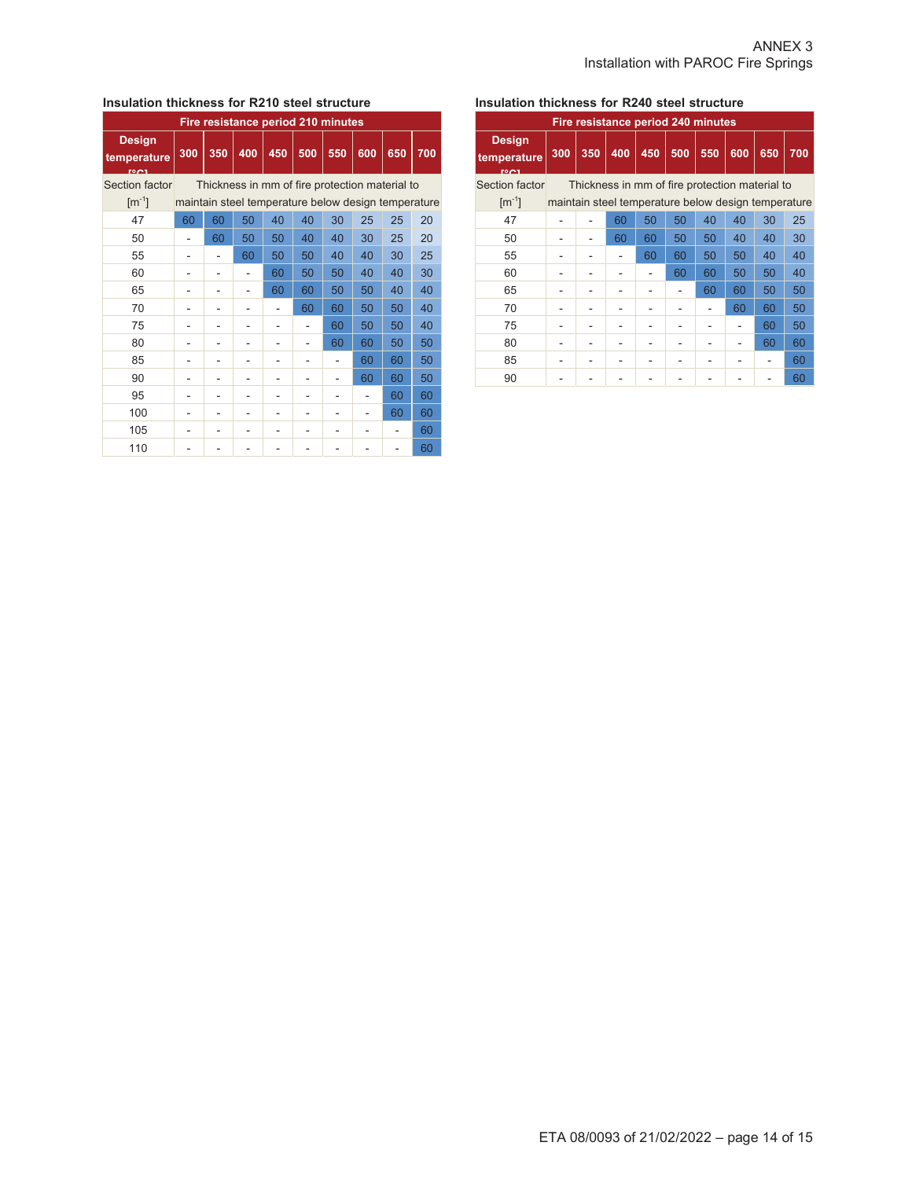ANNEX 3
Installation with PAROC Fire Springs

**Insulation thickness for R210 steel structure**

| Fire resistance period 210 minutes | | | | | | | | | |
|---|---|---|---|---|---|---|---|---|---|
| Design temperature [°C] | 300 | 350 | 400 | 450 | 500 | 550 | 600 | 650 | 700 |
| Section factor [m$^{-1}$] | Thickness in mm of fire protection material to maintain steel temperature below design temperature | | | | | | | | |
| 47 | 60 | 60 | 50 | 40 | 40 | 30 | 25 | 25 | 20 |
| 50 | - | 60 | 50 | 50 | 40 | 40 | 30 | 25 | 20 |
| 55 | - | - | 60 | 50 | 50 | 40 | 40 | 30 | 25 |
| 60 | - | - | - | 60 | 50 | 50 | 40 | 40 | 30 |
| 65 | - | - | - | 60 | 60 | 50 | 50 | 40 | 40 |
| 70 | - | - | - | - | 60 | 60 | 50 | 50 | 40 |
| 75 | - | - | - | - | - | 60 | 50 | 50 | 40 |
| 80 | - | - | - | - | - | 60 | 60 | 50 | 50 |
| 85 | - | - | - | - | - | - | 60 | 60 | 50 |
| 90 | - | - | - | - | - | - | 60 | 60 | 50 |
| 95 | - | - | - | - | - | - | - | 60 | 60 |
| 100 | - | - | - | - | - | - | - | 60 | 60 |
| 105 | - | - | - | - | - | - | - | - | 60 |
| 110 | - | - | - | - | - | - | - | - | 60 |

**Insulation thickness for R240 steel structure**

| Fire resistance period 240 minutes | | | | | | | | | |
|---|---|---|---|---|---|---|---|---|---|
| Design temperature [°C] | 300 | 350 | 400 | 450 | 500 | 550 | 600 | 650 | 700 |
| Section factor [m$^{-1}$] | Thickness in mm of fire protection material to maintain steel temperature below design temperature | | | | | | | | |
| 47 | - | - | 60 | 50 | 50 | 40 | 40 | 30 | 25 |
| 50 | - | - | 60 | 60 | 50 | 50 | 40 | 40 | 30 |
| 55 | - | - | - | 60 | 60 | 50 | 50 | 40 | 40 |
| 60 | - | - | - | - | 60 | 60 | 50 | 50 | 40 |
| 65 | - | - | - | - | - | 60 | 60 | 50 | 50 |
| 70 | - | - | - | - | - | - | 60 | 60 | 50 |
| 75 | - | - | - | - | - | - | - | 60 | 50 |
| 80 | - | - | - | - | - | - | - | 60 | 60 |
| 85 | - | - | - | - | - | - | - | - | 60 |
| 90 | - | - | - | - | - | - | - | - | 60 |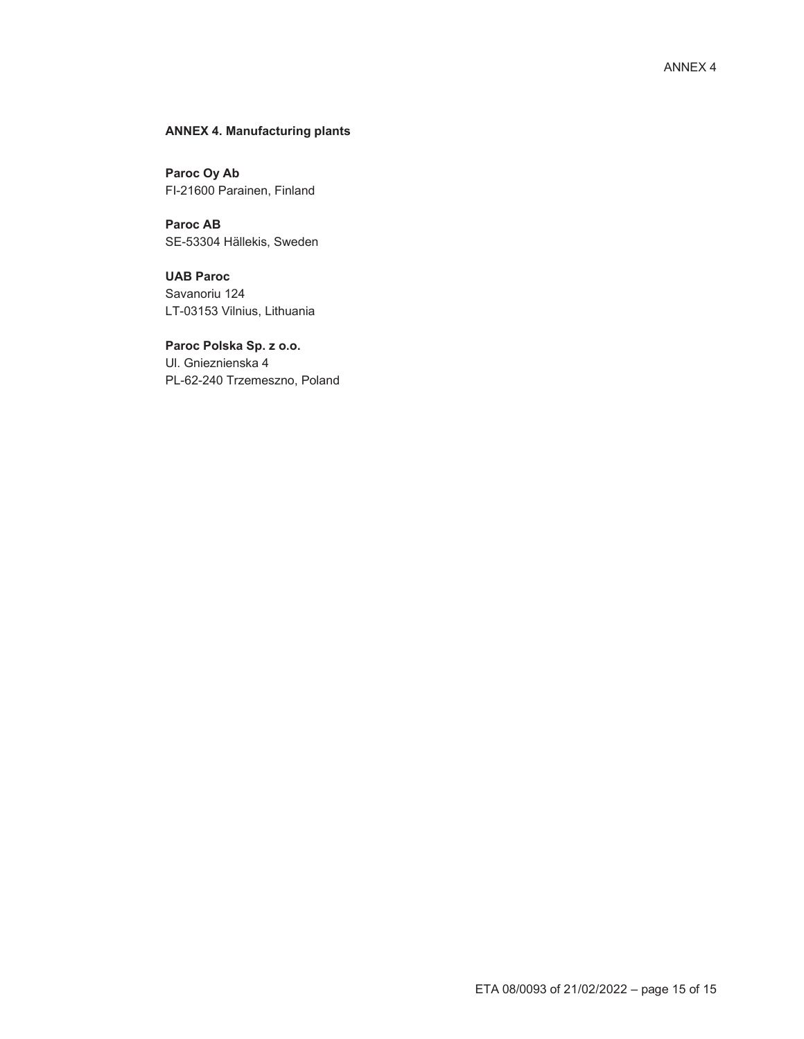## ANNEX 4. Manufacturing plants

**Paroc Oy Ab**
FI-21600 Parainen, Finland

**Paroc AB**
SE-53304 Hällekis, Sweden

**UAB Paroc**
Savanoriu 124
LT-03153 Vilnius, Lithuania

**Paroc Polska Sp. z o.o.**
Ul. Gnieznienska 4
PL-62-240 Trzemeszno, Poland